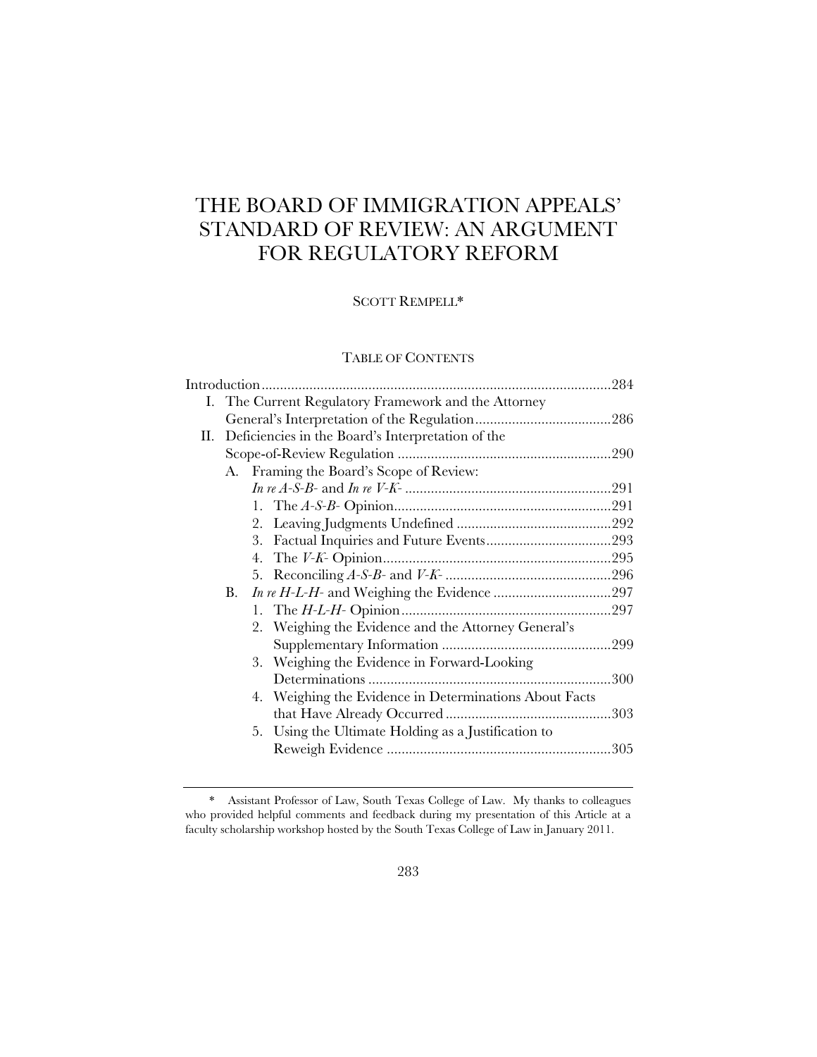# THE BOARD OF IMMIGRATION APPEALS' STANDARD OF REVIEW: AN ARGUMENT FOR REGULATORY REFORM

SCOTT REMPELL*

## TABLE OF CONTENTS

Introduction .......... 284

I. The Current Regulatory Framework and the Attorney General's Interpretation of the Regulation .......... 286

II. Deficiencies in the Board's Interpretation of the Scope-of-Review Regulation .......... 290

- A. Framing the Board's Scope of Review: *In re A-S-B-* and *In re V-K-* .......... 291
  1. The *A-S-B-* Opinion .......... 291
  2. Leaving Judgments Undefined .......... 292
  3. Factual Inquiries and Future Events .......... 293
  4. The *V-K-* Opinion .......... 295
  5. Reconciling *A-S-B-* and *V-K-* .......... 296
- B. *In re H-L-H-* and Weighing the Evidence .......... 297
  1. The *H-L-H-* Opinion .......... 297
  2. Weighing the Evidence and the Attorney General's Supplementary Information .......... 299
  3. Weighing the Evidence in Forward-Looking Determinations .......... 300
  4. Weighing the Evidence in Determinations About Facts that Have Already Occurred .......... 303
  5. Using the Ultimate Holding as a Justification to Reweigh Evidence .......... 305

---

\* Assistant Professor of Law, South Texas College of Law. My thanks to colleagues who provided helpful comments and feedback during my presentation of this Article at a faculty scholarship workshop hosted by the South Texas College of Law in January 2011.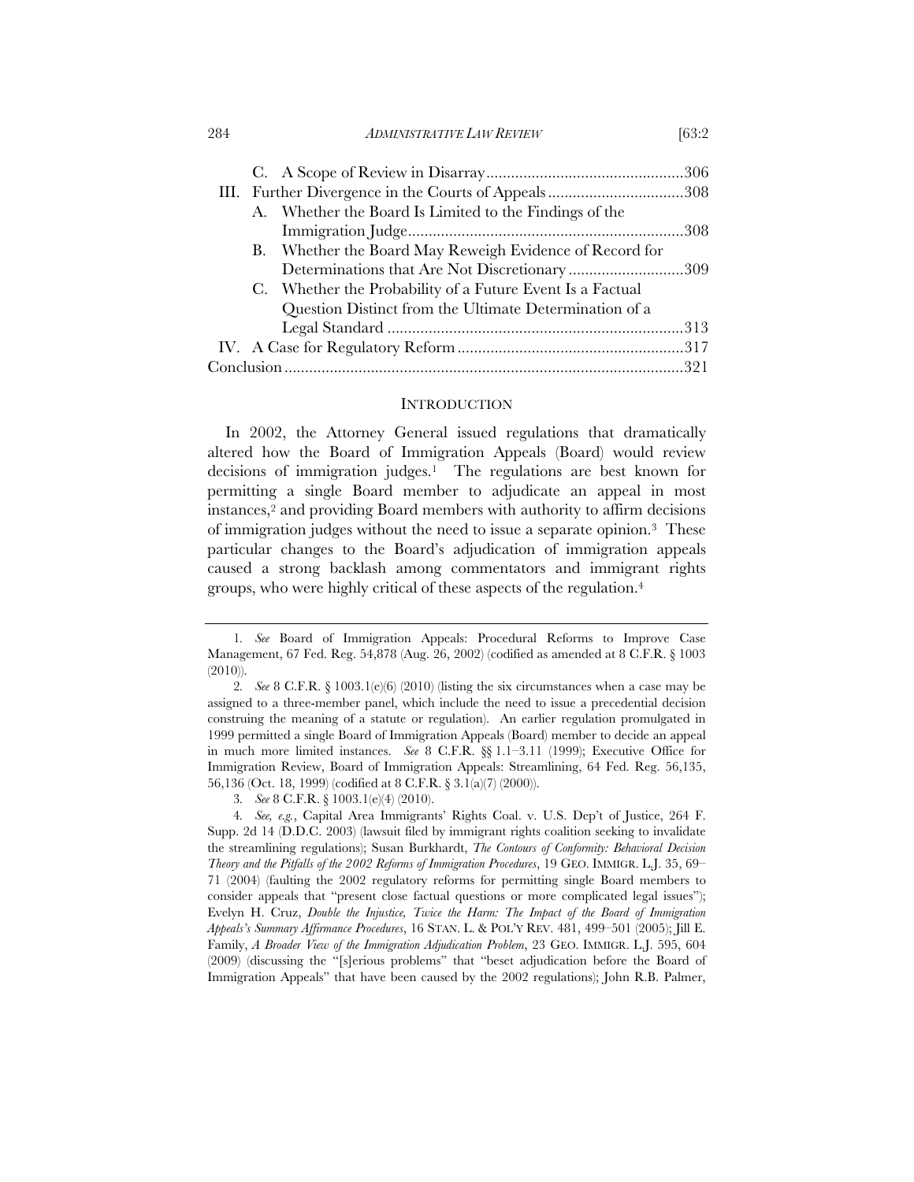C. A Scope of Review in Disarray ................................................306

III. Further Divergence in the Courts of Appeals .................................308

A. Whether the Board Is Limited to the Findings of the Immigration Judge ..................................................................308

B. Whether the Board May Reweigh Evidence of Record for Determinations that Are Not Discretionary ............................309

C. Whether the Probability of a Future Event Is a Factual Question Distinct from the Ultimate Determination of a Legal Standard ........................................................................313

IV. A Case for Regulatory Reform .......................................................317

Conclusion .................................................................................................321

## INTRODUCTION

In 2002, the Attorney General issued regulations that dramatically altered how the Board of Immigration Appeals (Board) would review decisions of immigration judges.[1] The regulations are best known for permitting a single Board member to adjudicate an appeal in most instances,[2] and providing Board members with authority to affirm decisions of immigration judges without the need to issue a separate opinion.[3] These particular changes to the Board's adjudication of immigration appeals caused a strong backlash among commentators and immigrant rights groups, who were highly critical of these aspects of the regulation.[4]

---

1. *See* Board of Immigration Appeals: Procedural Reforms to Improve Case Management, 67 Fed. Reg. 54,878 (Aug. 26, 2002) (codified as amended at 8 C.F.R. § 1003 (2010)).

2. *See* 8 C.F.R. § 1003.1(e)(6) (2010) (listing the six circumstances when a case may be assigned to a three-member panel, which include the need to issue a precedential decision construing the meaning of a statute or regulation). An earlier regulation promulgated in 1999 permitted a single Board of Immigration Appeals (Board) member to decide an appeal in much more limited instances. *See* 8 C.F.R. §§ 1.1–3.11 (1999); Executive Office for Immigration Review, Board of Immigration Appeals: Streamlining, 64 Fed. Reg. 56,135, 56,136 (Oct. 18, 1999) (codified at 8 C.F.R. § 3.1(a)(7) (2000)).

3. *See* 8 C.F.R. § 1003.1(e)(4) (2010).

4. *See, e.g.*, Capital Area Immigrants' Rights Coal. v. U.S. Dep't of Justice, 264 F. Supp. 2d 14 (D.D.C. 2003) (lawsuit filed by immigrant rights coalition seeking to invalidate the streamlining regulations); Susan Burkhardt, *The Contours of Conformity: Behavioral Decision Theory and the Pitfalls of the 2002 Reforms of Immigration Procedures*, 19 GEO. IMMIGR. L.J. 35, 69–71 (2004) (faulting the 2002 regulatory reforms for permitting single Board members to consider appeals that "present close factual questions or more complicated legal issues"); Evelyn H. Cruz, *Double the Injustice, Twice the Harm: The Impact of the Board of Immigration Appeals's Summary Affirmance Procedures*, 16 STAN. L. & POL'Y REV. 481, 499–501 (2005); Jill E. Family, *A Broader View of the Immigration Adjudication Problem*, 23 GEO. IMMIGR. L.J. 595, 604 (2009) (discussing the "[s]erious problems" that "beset adjudication before the Board of Immigration Appeals" that have been caused by the 2002 regulations); John R.B. Palmer,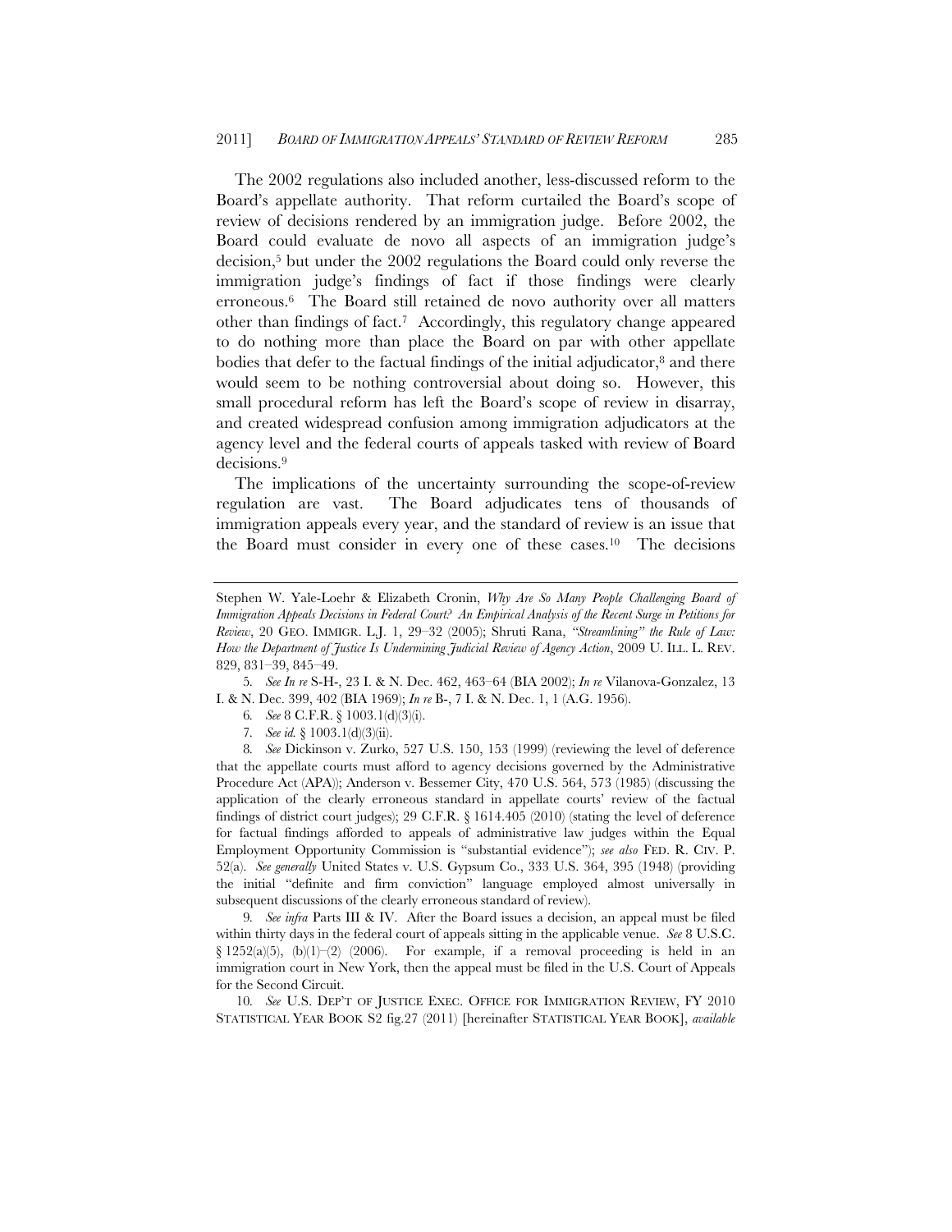The 2002 regulations also included another, less-discussed reform to the Board's appellate authority. That reform curtailed the Board's scope of review of decisions rendered by an immigration judge. Before 2002, the Board could evaluate de novo all aspects of an immigration judge's decision,[5] but under the 2002 regulations the Board could only reverse the immigration judge's findings of fact if those findings were clearly erroneous.[6] The Board still retained de novo authority over all matters other than findings of fact.[7] Accordingly, this regulatory change appeared to do nothing more than place the Board on par with other appellate bodies that defer to the factual findings of the initial adjudicator,[8] and there would seem to be nothing controversial about doing so. However, this small procedural reform has left the Board's scope of review in disarray, and created widespread confusion among immigration adjudicators at the agency level and the federal courts of appeals tasked with review of Board decisions.[9]

The implications of the uncertainty surrounding the scope-of-review regulation are vast. The Board adjudicates tens of thousands of immigration appeals every year, and the standard of review is an issue that the Board must consider in every one of these cases.[10] The decisions

---

Stephen W. Yale-Loehr & Elizabeth Cronin, *Why Are So Many People Challenging Board of Immigration Appeals Decisions in Federal Court? An Empirical Analysis of the Recent Surge in Petitions for Review*, 20 GEO. IMMIGR. L.J. 1, 29–32 (2005); Shruti Rana, *"Streamlining" the Rule of Law: How the Department of Justice Is Undermining Judicial Review of Agency Action*, 2009 U. ILL. L. REV. 829, 831–39, 845–49.

5. *See In re* S-H-, 23 I. & N. Dec. 462, 463–64 (BIA 2002); *In re* Vilanova-Gonzalez, 13 I. & N. Dec. 399, 402 (BIA 1969); *In re* B-, 7 I. & N. Dec. 1, 1 (A.G. 1956).

6. *See* 8 C.F.R. § 1003.1(d)(3)(i).

7. *See id.* § 1003.1(d)(3)(ii).

8. *See* Dickinson v. Zurko, 527 U.S. 150, 153 (1999) (reviewing the level of deference that the appellate courts must afford to agency decisions governed by the Administrative Procedure Act (APA)); Anderson v. Bessemer City, 470 U.S. 564, 573 (1985) (discussing the application of the clearly erroneous standard in appellate courts' review of the factual findings of district court judges); 29 C.F.R. § 1614.405 (2010) (stating the level of deference for factual findings afforded to appeals of administrative law judges within the Equal Employment Opportunity Commission is "substantial evidence"); *see also* FED. R. CIV. P. 52(a). *See generally* United States v. U.S. Gypsum Co., 333 U.S. 364, 395 (1948) (providing the initial "definite and firm conviction" language employed almost universally in subsequent discussions of the clearly erroneous standard of review).

9. *See infra* Parts III & IV. After the Board issues a decision, an appeal must be filed within thirty days in the federal court of appeals sitting in the applicable venue. *See* 8 U.S.C. § 1252(a)(5), (b)(1)–(2) (2006). For example, if a removal proceeding is held in an immigration court in New York, then the appeal must be filed in the U.S. Court of Appeals for the Second Circuit.

10. *See* U.S. DEP'T OF JUSTICE EXEC. OFFICE FOR IMMIGRATION REVIEW, FY 2010 STATISTICAL YEAR BOOK S2 fig.27 (2011) [hereinafter STATISTICAL YEAR BOOK], *available*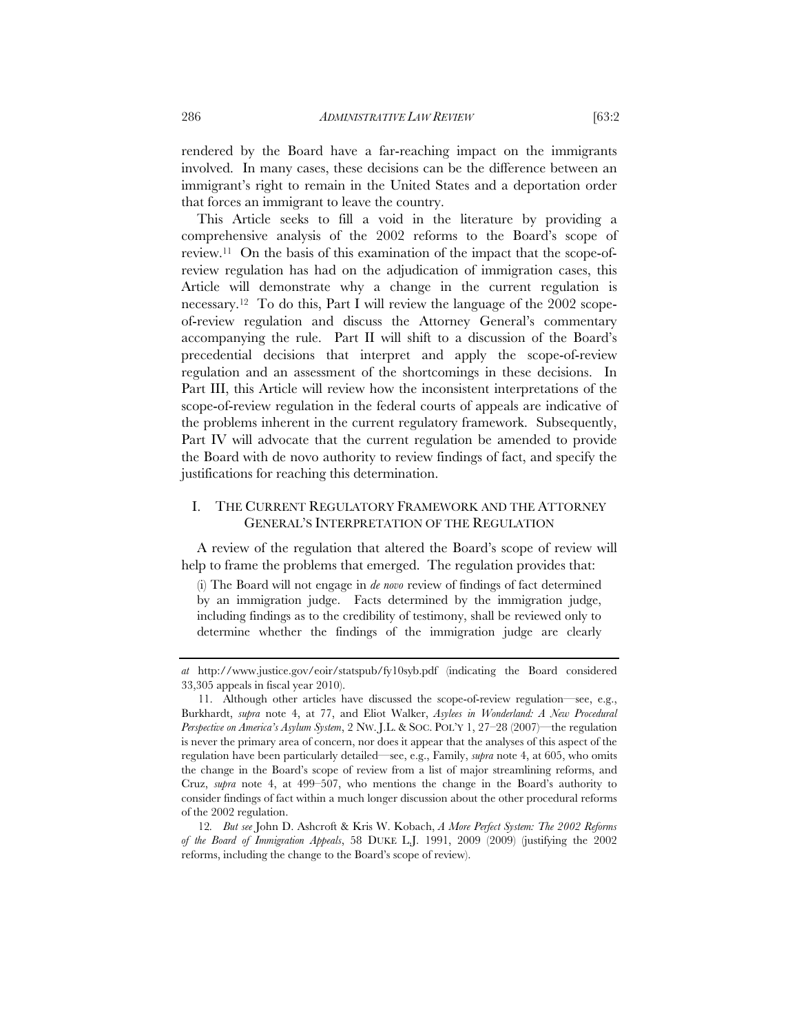rendered by the Board have a far-reaching impact on the immigrants involved. In many cases, these decisions can be the difference between an immigrant's right to remain in the United States and a deportation order that forces an immigrant to leave the country.

This Article seeks to fill a void in the literature by providing a comprehensive analysis of the 2002 reforms to the Board's scope of review.[11] On the basis of this examination of the impact that the scope-of-review regulation has had on the adjudication of immigration cases, this Article will demonstrate why a change in the current regulation is necessary.[12] To do this, Part I will review the language of the 2002 scope-of-review regulation and discuss the Attorney General's commentary accompanying the rule. Part II will shift to a discussion of the Board's precedential decisions that interpret and apply the scope-of-review regulation and an assessment of the shortcomings in these decisions. In Part III, this Article will review how the inconsistent interpretations of the scope-of-review regulation in the federal courts of appeals are indicative of the problems inherent in the current regulatory framework. Subsequently, Part IV will advocate that the current regulation be amended to provide the Board with de novo authority to review findings of fact, and specify the justifications for reaching this determination.

## I. THE CURRENT REGULATORY FRAMEWORK AND THE ATTORNEY GENERAL'S INTERPRETATION OF THE REGULATION

A review of the regulation that altered the Board's scope of review will help to frame the problems that emerged. The regulation provides that:

> (i) The Board will not engage in *de novo* review of findings of fact determined by an immigration judge. Facts determined by the immigration judge, including findings as to the credibility of testimony, shall be reviewed only to determine whether the findings of the immigration judge are clearly

---

*at* http://www.justice.gov/eoir/statspub/fy10syb.pdf (indicating the Board considered 33,305 appeals in fiscal year 2010).

11. Although other articles have discussed the scope-of-review regulation—see, e.g., Burkhardt, *supra* note 4, at 77, and Eliot Walker, *Asylees in Wonderland: A New Procedural Perspective on America's Asylum System*, 2 NW. J.L. & SOC. POL'Y 1, 27–28 (2007)—the regulation is never the primary area of concern, nor does it appear that the analyses of this aspect of the regulation have been particularly detailed—see, e.g., Family, *supra* note 4, at 605, who omits the change in the Board's scope of review from a list of major streamlining reforms, and Cruz, *supra* note 4, at 499–507, who mentions the change in the Board's authority to consider findings of fact within a much longer discussion about the other procedural reforms of the 2002 regulation.

12. *But see* John D. Ashcroft & Kris W. Kobach, *A More Perfect System: The 2002 Reforms of the Board of Immigration Appeals*, 58 DUKE L.J. 1991, 2009 (2009) (justifying the 2002 reforms, including the change to the Board's scope of review).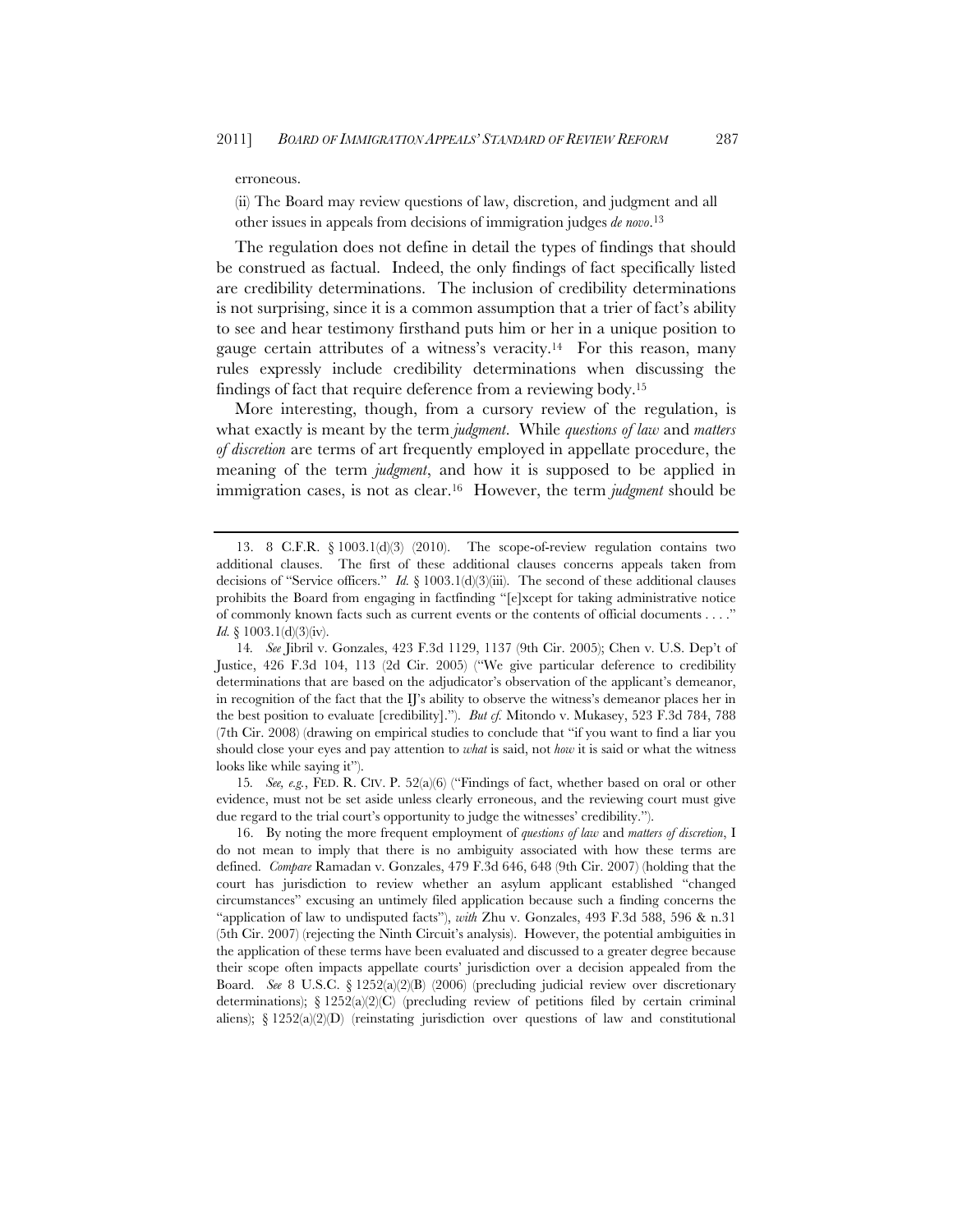erroneous.

(ii) The Board may review questions of law, discretion, and judgment and all other issues in appeals from decisions of immigration judges *de novo*.[13]

The regulation does not define in detail the types of findings that should be construed as factual. Indeed, the only findings of fact specifically listed are credibility determinations. The inclusion of credibility determinations is not surprising, since it is a common assumption that a trier of fact's ability to see and hear testimony firsthand puts him or her in a unique position to gauge certain attributes of a witness's veracity.[14] For this reason, many rules expressly include credibility determinations when discussing the findings of fact that require deference from a reviewing body.[15]

More interesting, though, from a cursory review of the regulation, is what exactly is meant by the term *judgment*. While *questions of law* and *matters of discretion* are terms of art frequently employed in appellate procedure, the meaning of the term *judgment*, and how it is supposed to be applied in immigration cases, is not as clear.[16] However, the term *judgment* should be

---

13. 8 C.F.R. § 1003.1(d)(3) (2010). The scope-of-review regulation contains two additional clauses. The first of these additional clauses concerns appeals taken from decisions of "Service officers." *Id.* § 1003.1(d)(3)(iii). The second of these additional clauses prohibits the Board from engaging in factfinding "[e]xcept for taking administrative notice of commonly known facts such as current events or the contents of official documents . . . ." *Id.* § 1003.1(d)(3)(iv).

14. *See* Jibril v. Gonzales, 423 F.3d 1129, 1137 (9th Cir. 2005); Chen v. U.S. Dep't of Justice, 426 F.3d 104, 113 (2d Cir. 2005) ("We give particular deference to credibility determinations that are based on the adjudicator's observation of the applicant's demeanor, in recognition of the fact that the IJ's ability to observe the witness's demeanor places her in the best position to evaluate [credibility]."). *But cf.* Mitondo v. Mukasey, 523 F.3d 784, 788 (7th Cir. 2008) (drawing on empirical studies to conclude that "if you want to find a liar you should close your eyes and pay attention to *what* is said, not *how* it is said or what the witness looks like while saying it").

15. *See, e.g.*, FED. R. CIV. P. 52(a)(6) ("Findings of fact, whether based on oral or other evidence, must not be set aside unless clearly erroneous, and the reviewing court must give due regard to the trial court's opportunity to judge the witnesses' credibility.").

16. By noting the more frequent employment of *questions of law* and *matters of discretion*, I do not mean to imply that there is no ambiguity associated with how these terms are defined. *Compare* Ramadan v. Gonzales, 479 F.3d 646, 648 (9th Cir. 2007) (holding that the court has jurisdiction to review whether an asylum applicant established "changed circumstances" excusing an untimely filed application because such a finding concerns the "application of law to undisputed facts"), *with* Zhu v. Gonzales, 493 F.3d 588, 596 & n.31 (5th Cir. 2007) (rejecting the Ninth Circuit's analysis). However, the potential ambiguities in the application of these terms have been evaluated and discussed to a greater degree because their scope often impacts appellate courts' jurisdiction over a decision appealed from the Board. *See* 8 U.S.C. § 1252(a)(2)(B) (2006) (precluding judicial review over discretionary determinations); § 1252(a)(2)(C) (precluding review of petitions filed by certain criminal aliens); § 1252(a)(2)(D) (reinstating jurisdiction over questions of law and constitutional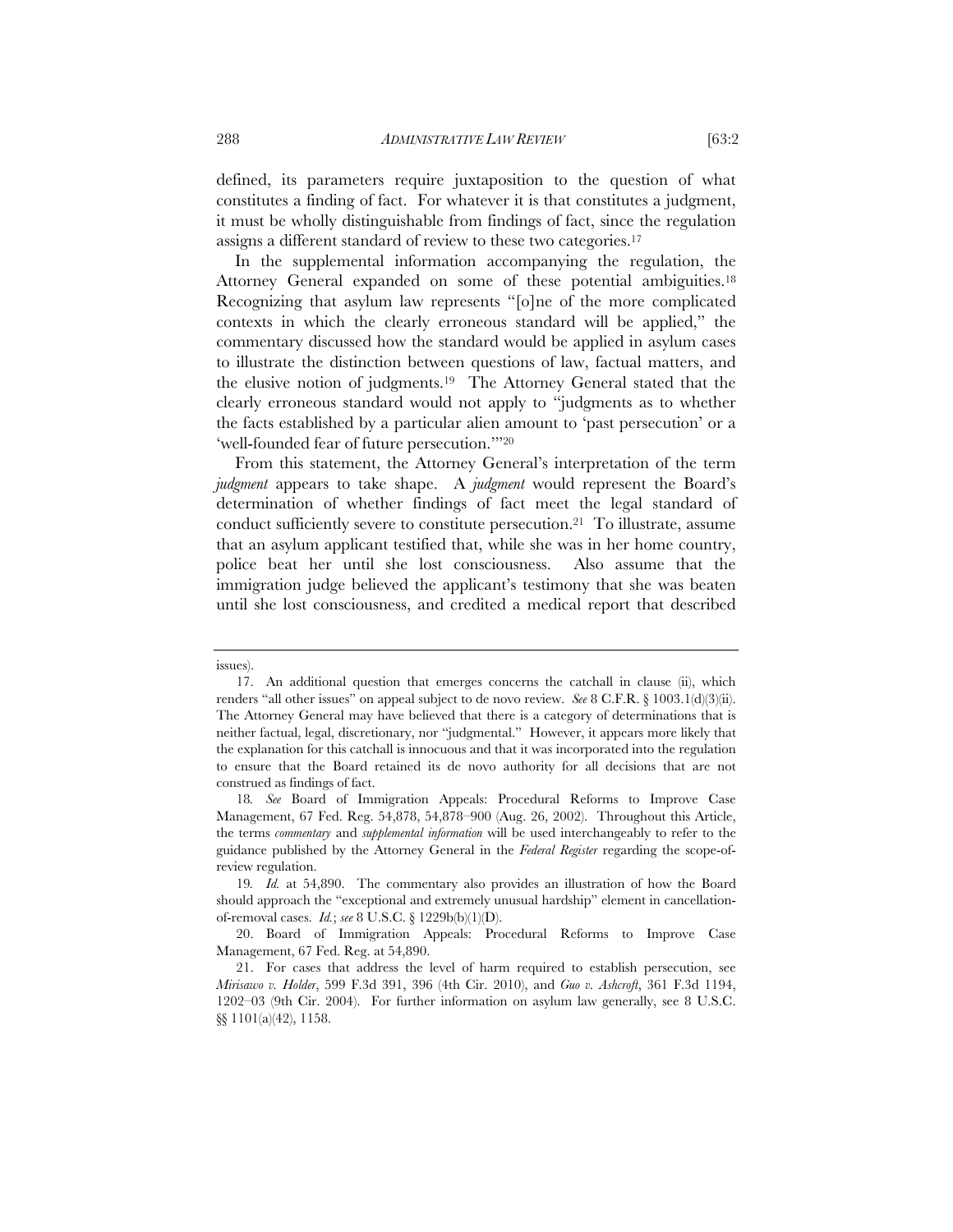defined, its parameters require juxtaposition to the question of what constitutes a finding of fact. For whatever it is that constitutes a judgment, it must be wholly distinguishable from findings of fact, since the regulation assigns a different standard of review to these two categories.[17]

In the supplemental information accompanying the regulation, the Attorney General expanded on some of these potential ambiguities.[18] Recognizing that asylum law represents "[o]ne of the more complicated contexts in which the clearly erroneous standard will be applied," the commentary discussed how the standard would be applied in asylum cases to illustrate the distinction between questions of law, factual matters, and the elusive notion of judgments.[19] The Attorney General stated that the clearly erroneous standard would not apply to "judgments as to whether the facts established by a particular alien amount to 'past persecution' or a 'well-founded fear of future persecution.'"[20]

From this statement, the Attorney General's interpretation of the term *judgment* appears to take shape. A *judgment* would represent the Board's determination of whether findings of fact meet the legal standard of conduct sufficiently severe to constitute persecution.[21] To illustrate, assume that an asylum applicant testified that, while she was in her home country, police beat her until she lost consciousness. Also assume that the immigration judge believed the applicant's testimony that she was beaten until she lost consciousness, and credited a medical report that described

---

issues).

17. An additional question that emerges concerns the catchall in clause (ii), which renders "all other issues" on appeal subject to de novo review. *See* 8 C.F.R. § 1003.1(d)(3)(ii). The Attorney General may have believed that there is a category of determinations that is neither factual, legal, discretionary, nor "judgmental." However, it appears more likely that the explanation for this catchall is innocuous and that it was incorporated into the regulation to ensure that the Board retained its de novo authority for all decisions that are not construed as findings of fact.

18. *See* Board of Immigration Appeals: Procedural Reforms to Improve Case Management, 67 Fed. Reg. 54,878, 54,878–900 (Aug. 26, 2002). Throughout this Article, the terms *commentary* and *supplemental information* will be used interchangeably to refer to the guidance published by the Attorney General in the *Federal Register* regarding the scope-of-review regulation.

19. *Id.* at 54,890. The commentary also provides an illustration of how the Board should approach the "exceptional and extremely unusual hardship" element in cancellation-of-removal cases. *Id.*; *see* 8 U.S.C. § 1229b(b)(1)(D).

20. Board of Immigration Appeals: Procedural Reforms to Improve Case Management, 67 Fed. Reg. at 54,890.

21. For cases that address the level of harm required to establish persecution, see *Mirisawo v. Holder*, 599 F.3d 391, 396 (4th Cir. 2010), and *Guo v. Ashcroft*, 361 F.3d 1194, 1202–03 (9th Cir. 2004). For further information on asylum law generally, see 8 U.S.C. §§ 1101(a)(42), 1158.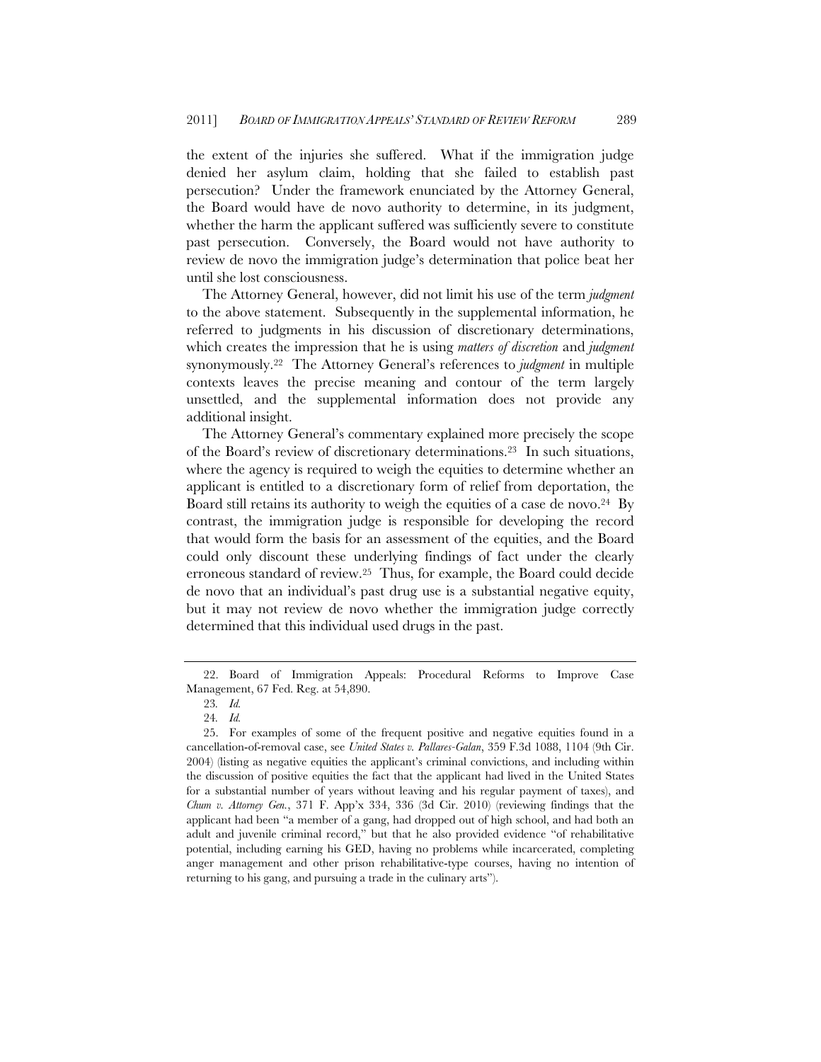the extent of the injuries she suffered. What if the immigration judge denied her asylum claim, holding that she failed to establish past persecution? Under the framework enunciated by the Attorney General, the Board would have de novo authority to determine, in its judgment, whether the harm the applicant suffered was sufficiently severe to constitute past persecution. Conversely, the Board would not have authority to review de novo the immigration judge's determination that police beat her until she lost consciousness.

The Attorney General, however, did not limit his use of the term *judgment* to the above statement. Subsequently in the supplemental information, he referred to judgments in his discussion of discretionary determinations, which creates the impression that he is using *matters of discretion* and *judgment* synonymously.[22] The Attorney General's references to *judgment* in multiple contexts leaves the precise meaning and contour of the term largely unsettled, and the supplemental information does not provide any additional insight.

The Attorney General's commentary explained more precisely the scope of the Board's review of discretionary determinations.[23] In such situations, where the agency is required to weigh the equities to determine whether an applicant is entitled to a discretionary form of relief from deportation, the Board still retains its authority to weigh the equities of a case de novo.[24] By contrast, the immigration judge is responsible for developing the record that would form the basis for an assessment of the equities, and the Board could only discount these underlying findings of fact under the clearly erroneous standard of review.[25] Thus, for example, the Board could decide de novo that an individual's past drug use is a substantial negative equity, but it may not review de novo whether the immigration judge correctly determined that this individual used drugs in the past.

---

22. Board of Immigration Appeals: Procedural Reforms to Improve Case Management, 67 Fed. Reg. at 54,890.

23. *Id.*

24. *Id.*

25. For examples of some of the frequent positive and negative equities found in a cancellation-of-removal case, see *United States v. Pallares-Galan*, 359 F.3d 1088, 1104 (9th Cir. 2004) (listing as negative equities the applicant's criminal convictions, and including within the discussion of positive equities the fact that the applicant had lived in the United States for a substantial number of years without leaving and his regular payment of taxes), and *Chum v. Attorney Gen.*, 371 F. App'x 334, 336 (3d Cir. 2010) (reviewing findings that the applicant had been "a member of a gang, had dropped out of high school, and had both an adult and juvenile criminal record," but that he also provided evidence "of rehabilitative potential, including earning his GED, having no problems while incarcerated, completing anger management and other prison rehabilitative-type courses, having no intention of returning to his gang, and pursuing a trade in the culinary arts").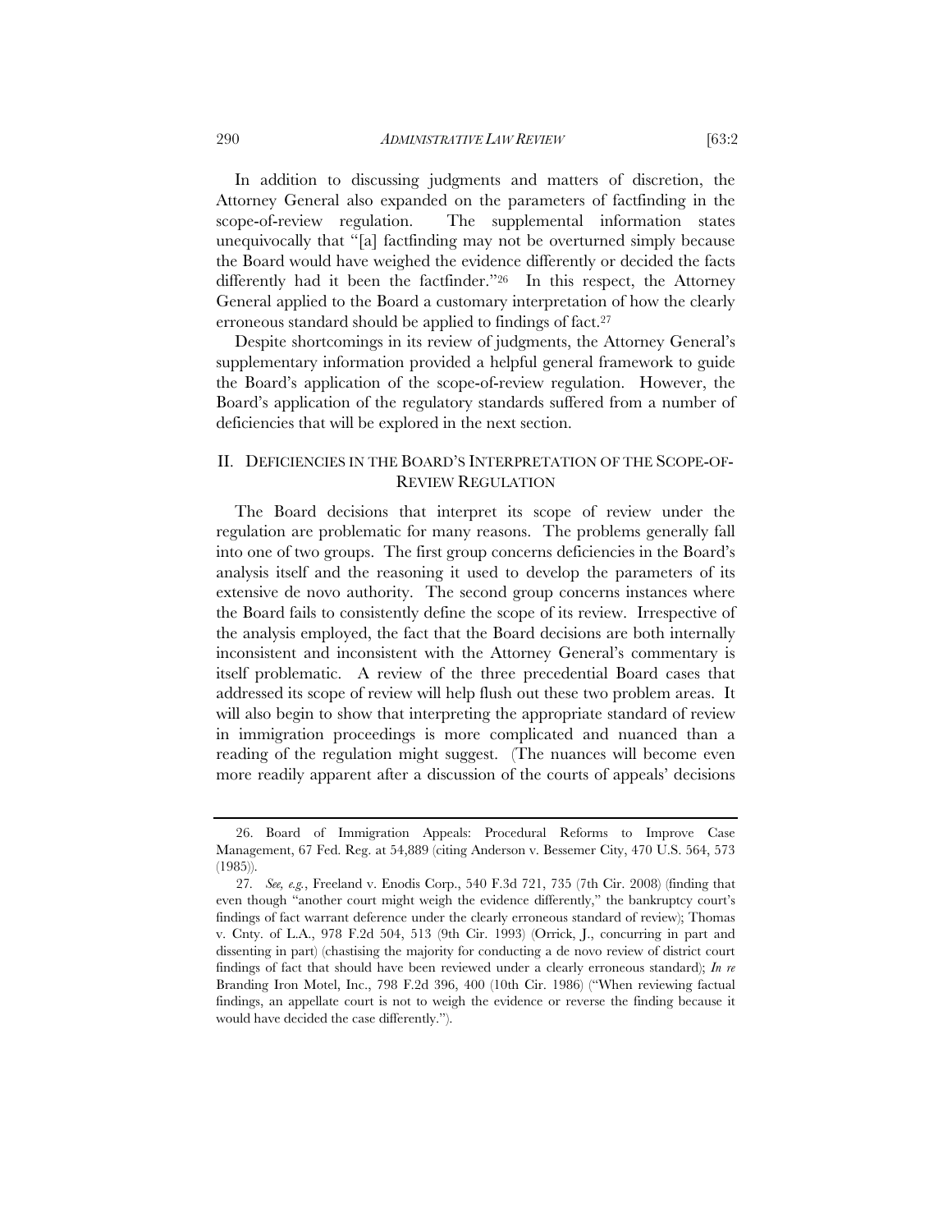In addition to discussing judgments and matters of discretion, the Attorney General also expanded on the parameters of factfinding in the scope-of-review regulation. The supplemental information states unequivocally that "[a] factfinding may not be overturned simply because the Board would have weighed the evidence differently or decided the facts differently had it been the factfinder."[26] In this respect, the Attorney General applied to the Board a customary interpretation of how the clearly erroneous standard should be applied to findings of fact.[27]

Despite shortcomings in its review of judgments, the Attorney General's supplementary information provided a helpful general framework to guide the Board's application of the scope-of-review regulation. However, the Board's application of the regulatory standards suffered from a number of deficiencies that will be explored in the next section.

## II. DEFICIENCIES IN THE BOARD'S INTERPRETATION OF THE SCOPE-OF-REVIEW REGULATION

The Board decisions that interpret its scope of review under the regulation are problematic for many reasons. The problems generally fall into one of two groups. The first group concerns deficiencies in the Board's analysis itself and the reasoning it used to develop the parameters of its extensive de novo authority. The second group concerns instances where the Board fails to consistently define the scope of its review. Irrespective of the analysis employed, the fact that the Board decisions are both internally inconsistent and inconsistent with the Attorney General's commentary is itself problematic. A review of the three precedential Board cases that addressed its scope of review will help flush out these two problem areas. It will also begin to show that interpreting the appropriate standard of review in immigration proceedings is more complicated and nuanced than a reading of the regulation might suggest. (The nuances will become even more readily apparent after a discussion of the courts of appeals' decisions

---

26. Board of Immigration Appeals: Procedural Reforms to Improve Case Management, 67 Fed. Reg. at 54,889 (citing Anderson v. Bessemer City, 470 U.S. 564, 573 (1985)).

27. *See, e.g.*, Freeland v. Enodis Corp., 540 F.3d 721, 735 (7th Cir. 2008) (finding that even though "another court might weigh the evidence differently," the bankruptcy court's findings of fact warrant deference under the clearly erroneous standard of review); Thomas v. Cnty. of L.A., 978 F.2d 504, 513 (9th Cir. 1993) (Orrick, J., concurring in part and dissenting in part) (chastising the majority for conducting a de novo review of district court findings of fact that should have been reviewed under a clearly erroneous standard); *In re* Branding Iron Motel, Inc., 798 F.2d 396, 400 (10th Cir. 1986) ("When reviewing factual findings, an appellate court is not to weigh the evidence or reverse the finding because it would have decided the case differently.").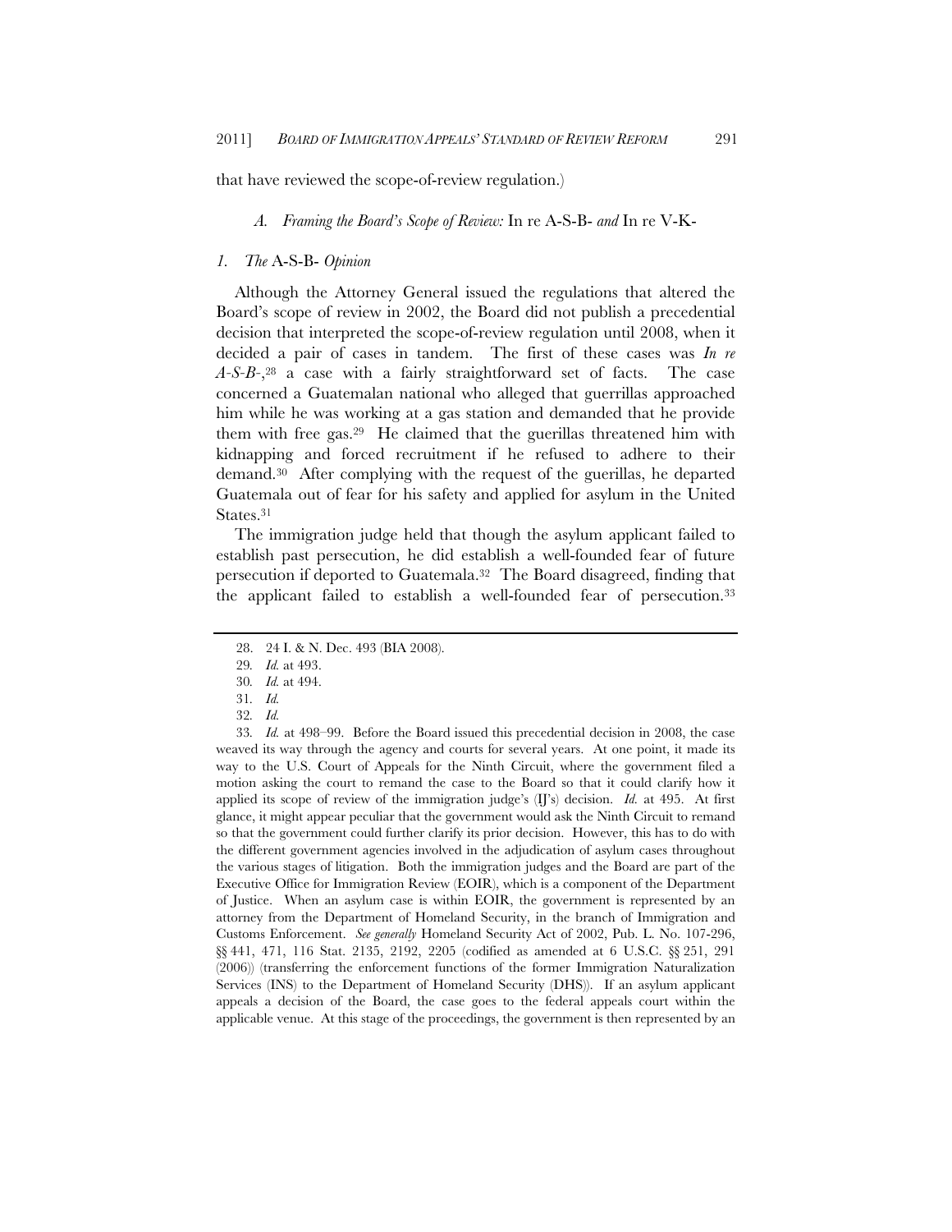that have reviewed the scope-of-review regulation.)

### *A. Framing the Board's Scope of Review:* In re A-S-B- *and* In re V-K-

#### *1. The* A-S-B- *Opinion*

Although the Attorney General issued the regulations that altered the Board's scope of review in 2002, the Board did not publish a precedential decision that interpreted the scope-of-review regulation until 2008, when it decided a pair of cases in tandem. The first of these cases was *In re A-S-B-*,[28] a case with a fairly straightforward set of facts. The case concerned a Guatemalan national who alleged that guerrillas approached him while he was working at a gas station and demanded that he provide them with free gas.[29] He claimed that the guerillas threatened him with kidnapping and forced recruitment if he refused to adhere to their demand.[30] After complying with the request of the guerillas, he departed Guatemala out of fear for his safety and applied for asylum in the United States.[31]

The immigration judge held that though the asylum applicant failed to establish past persecution, he did establish a well-founded fear of future persecution if deported to Guatemala.[32] The Board disagreed, finding that the applicant failed to establish a well-founded fear of persecution.[33]

---

28. 24 I. & N. Dec. 493 (BIA 2008).

29. *Id.* at 493.

30. *Id.* at 494.

31. *Id.*

32. *Id.*

33. *Id.* at 498–99. Before the Board issued this precedential decision in 2008, the case weaved its way through the agency and courts for several years. At one point, it made its way to the U.S. Court of Appeals for the Ninth Circuit, where the government filed a motion asking the court to remand the case to the Board so that it could clarify how it applied its scope of review of the immigration judge's (IJ's) decision. *Id.* at 495. At first glance, it might appear peculiar that the government would ask the Ninth Circuit to remand so that the government could further clarify its prior decision. However, this has to do with the different government agencies involved in the adjudication of asylum cases throughout the various stages of litigation. Both the immigration judges and the Board are part of the Executive Office for Immigration Review (EOIR), which is a component of the Department of Justice. When an asylum case is within EOIR, the government is represented by an attorney from the Department of Homeland Security, in the branch of Immigration and Customs Enforcement. *See generally* Homeland Security Act of 2002, Pub. L. No. 107-296, §§ 441, 471, 116 Stat. 2135, 2192, 2205 (codified as amended at 6 U.S.C. §§ 251, 291 (2006)) (transferring the enforcement functions of the former Immigration Naturalization Services (INS) to the Department of Homeland Security (DHS)). If an asylum applicant appeals a decision of the Board, the case goes to the federal appeals court within the applicable venue. At this stage of the proceedings, the government is then represented by an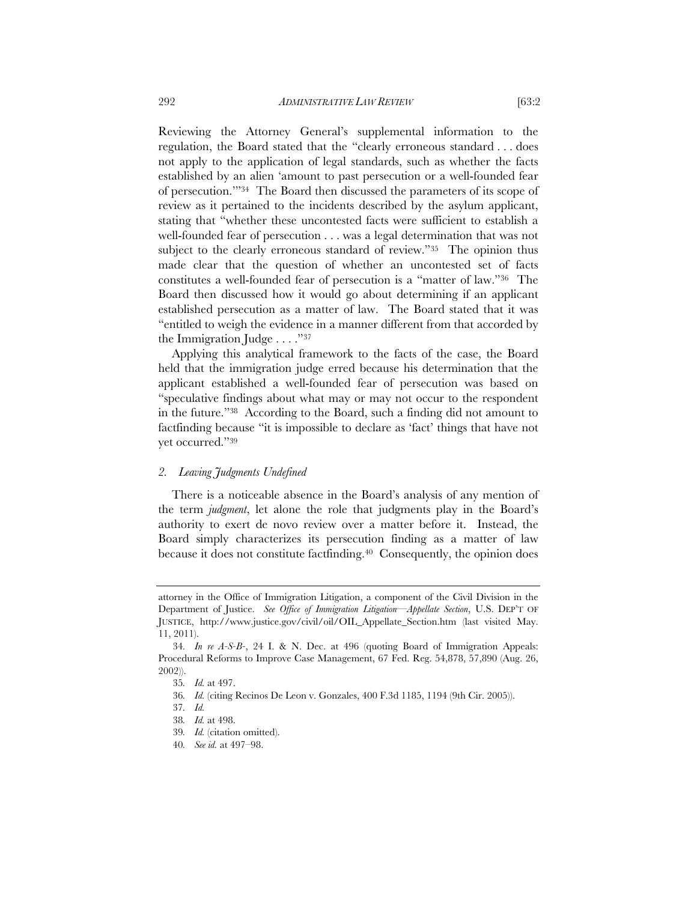Reviewing the Attorney General's supplemental information to the regulation, the Board stated that the "clearly erroneous standard . . . does not apply to the application of legal standards, such as whether the facts established by an alien 'amount to past persecution or a well-founded fear of persecution.'"[34] The Board then discussed the parameters of its scope of review as it pertained to the incidents described by the asylum applicant, stating that "whether these uncontested facts were sufficient to establish a well-founded fear of persecution . . . was a legal determination that was not subject to the clearly erroneous standard of review."[35] The opinion thus made clear that the question of whether an uncontested set of facts constitutes a well-founded fear of persecution is a "matter of law."[36] The Board then discussed how it would go about determining if an applicant established persecution as a matter of law. The Board stated that it was "entitled to weigh the evidence in a manner different from that accorded by the Immigration Judge . . . ."[37]

Applying this analytical framework to the facts of the case, the Board held that the immigration judge erred because his determination that the applicant established a well-founded fear of persecution was based on "speculative findings about what may or may not occur to the respondent in the future."[38] According to the Board, such a finding did not amount to factfinding because "it is impossible to declare as 'fact' things that have not yet occurred."[39]

### *2. Leaving Judgments Undefined*

There is a noticeable absence in the Board's analysis of any mention of the term *judgment*, let alone the role that judgments play in the Board's authority to exert de novo review over a matter before it. Instead, the Board simply characterizes its persecution finding as a matter of law because it does not constitute factfinding.[40] Consequently, the opinion does

---

attorney in the Office of Immigration Litigation, a component of the Civil Division in the Department of Justice. *See Office of Immigration Litigation—Appellate Section*, U.S. DEP'T OF JUSTICE, http://www.justice.gov/civil/oil/OIL_Appellate_Section.htm (last visited May. 11, 2011).

34. *In re A-S-B-*, 24 I. & N. Dec. at 496 (quoting Board of Immigration Appeals: Procedural Reforms to Improve Case Management, 67 Fed. Reg. 54,878, 57,890 (Aug. 26, 2002)).

35. *Id.* at 497.

36. *Id.* (citing Recinos De Leon v. Gonzales, 400 F.3d 1185, 1194 (9th Cir. 2005)).

37. *Id.*

38. *Id.* at 498.

39. *Id.* (citation omitted).

40. *See id.* at 497–98.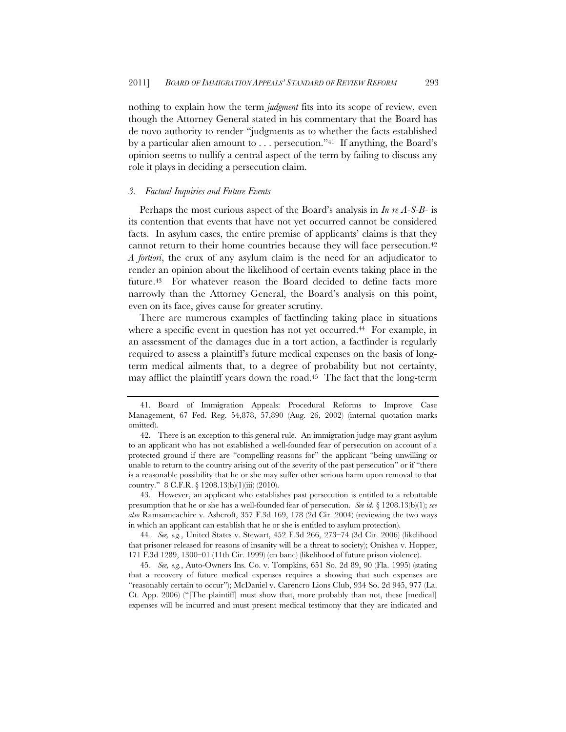nothing to explain how the term *judgment* fits into its scope of review, even though the Attorney General stated in his commentary that the Board has de novo authority to render "judgments as to whether the facts established by a particular alien amount to . . . persecution."[41] If anything, the Board's opinion seems to nullify a central aspect of the term by failing to discuss any role it plays in deciding a persecution claim.

### *3. Factual Inquiries and Future Events*

Perhaps the most curious aspect of the Board's analysis in *In re A-S-B-* is its contention that events that have not yet occurred cannot be considered facts. In asylum cases, the entire premise of applicants' claims is that they cannot return to their home countries because they will face persecution.[42] *A fortiori*, the crux of any asylum claim is the need for an adjudicator to render an opinion about the likelihood of certain events taking place in the future.[43] For whatever reason the Board decided to define facts more narrowly than the Attorney General, the Board's analysis on this point, even on its face, gives cause for greater scrutiny.

There are numerous examples of factfinding taking place in situations where a specific event in question has not yet occurred.[44] For example, in an assessment of the damages due in a tort action, a factfinder is regularly required to assess a plaintiff's future medical expenses on the basis of long-term medical ailments that, to a degree of probability but not certainty, may afflict the plaintiff years down the road.[45] The fact that the long-term

---

41. Board of Immigration Appeals: Procedural Reforms to Improve Case Management, 67 Fed. Reg. 54,878, 57,890 (Aug. 26, 2002) (internal quotation marks omitted).

42. There is an exception to this general rule. An immigration judge may grant asylum to an applicant who has not established a well-founded fear of persecution on account of a protected ground if there are "compelling reasons for" the applicant "being unwilling or unable to return to the country arising out of the severity of the past persecution" or if "there is a reasonable possibility that he or she may suffer other serious harm upon removal to that country." 8 C.F.R. § 1208.13(b)(1)(iii) (2010).

43. However, an applicant who establishes past persecution is entitled to a rebuttable presumption that he or she has a well-founded fear of persecution. *See id.* § 1208.13(b)(1); *see also* Ramsameachire v. Ashcroft, 357 F.3d 169, 178 (2d Cir. 2004) (reviewing the two ways in which an applicant can establish that he or she is entitled to asylum protection).

44. *See, e.g.*, United States v. Stewart, 452 F.3d 266, 273–74 (3d Cir. 2006) (likelihood that prisoner released for reasons of insanity will be a threat to society); Onishea v. Hopper, 171 F.3d 1289, 1300–01 (11th Cir. 1999) (en banc) (likelihood of future prison violence).

45. *See, e.g.*, Auto-Owners Ins. Co. v. Tompkins, 651 So. 2d 89, 90 (Fla. 1995) (stating that a recovery of future medical expenses requires a showing that such expenses are "reasonably certain to occur"); McDaniel v. Carencro Lions Club, 934 So. 2d 945, 977 (La. Ct. App. 2006) ("[The plaintiff] must show that, more probably than not, these [medical] expenses will be incurred and must present medical testimony that they are indicated and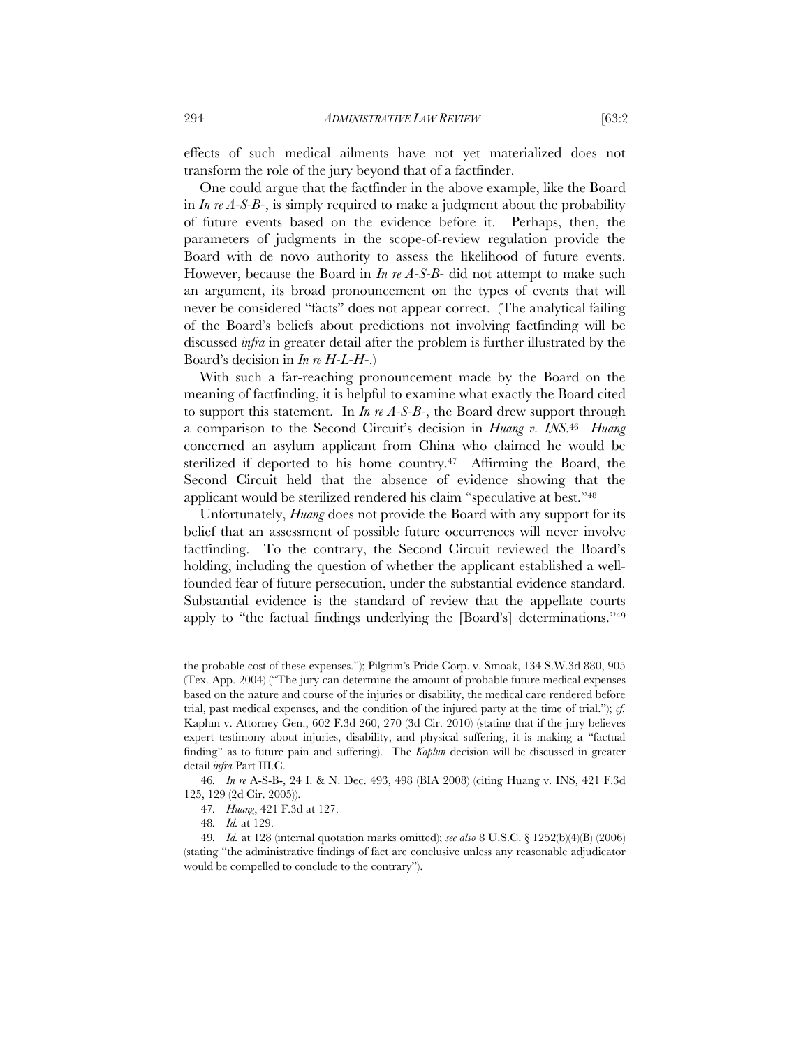effects of such medical ailments have not yet materialized does not transform the role of the jury beyond that of a factfinder.

One could argue that the factfinder in the above example, like the Board in *In re A-S-B-*, is simply required to make a judgment about the probability of future events based on the evidence before it. Perhaps, then, the parameters of judgments in the scope-of-review regulation provide the Board with de novo authority to assess the likelihood of future events. However, because the Board in *In re A-S-B-* did not attempt to make such an argument, its broad pronouncement on the types of events that will never be considered "facts" does not appear correct. (The analytical failing of the Board's beliefs about predictions not involving factfinding will be discussed *infra* in greater detail after the problem is further illustrated by the Board's decision in *In re H-L-H-*.)

With such a far-reaching pronouncement made by the Board on the meaning of factfinding, it is helpful to examine what exactly the Board cited to support this statement. In *In re A-S-B-*, the Board drew support through a comparison to the Second Circuit's decision in *Huang v. INS*.[46] *Huang* concerned an asylum applicant from China who claimed he would be sterilized if deported to his home country.[47] Affirming the Board, the Second Circuit held that the absence of evidence showing that the applicant would be sterilized rendered his claim "speculative at best."[48]

Unfortunately, *Huang* does not provide the Board with any support for its belief that an assessment of possible future occurrences will never involve factfinding. To the contrary, the Second Circuit reviewed the Board's holding, including the question of whether the applicant established a well-founded fear of future persecution, under the substantial evidence standard. Substantial evidence is the standard of review that the appellate courts apply to "the factual findings underlying the [Board's] determinations."[49]

---

the probable cost of these expenses."); Pilgrim's Pride Corp. v. Smoak, 134 S.W.3d 880, 905 (Tex. App. 2004) ("The jury can determine the amount of probable future medical expenses based on the nature and course of the injuries or disability, the medical care rendered before trial, past medical expenses, and the condition of the injured party at the time of trial."); *cf.* Kaplun v. Attorney Gen., 602 F.3d 260, 270 (3d Cir. 2010) (stating that if the jury believes expert testimony about injuries, disability, and physical suffering, it is making a "factual finding" as to future pain and suffering). The *Kaplun* decision will be discussed in greater detail *infra* Part III.C.

46. *In re* A-S-B-, 24 I. & N. Dec. 493, 498 (BIA 2008) (citing Huang v. INS, 421 F.3d 125, 129 (2d Cir. 2005)).

47. *Huang*, 421 F.3d at 127.

48. *Id.* at 129.

49. *Id.* at 128 (internal quotation marks omitted); *see also* 8 U.S.C. § 1252(b)(4)(B) (2006) (stating "the administrative findings of fact are conclusive unless any reasonable adjudicator would be compelled to conclude to the contrary").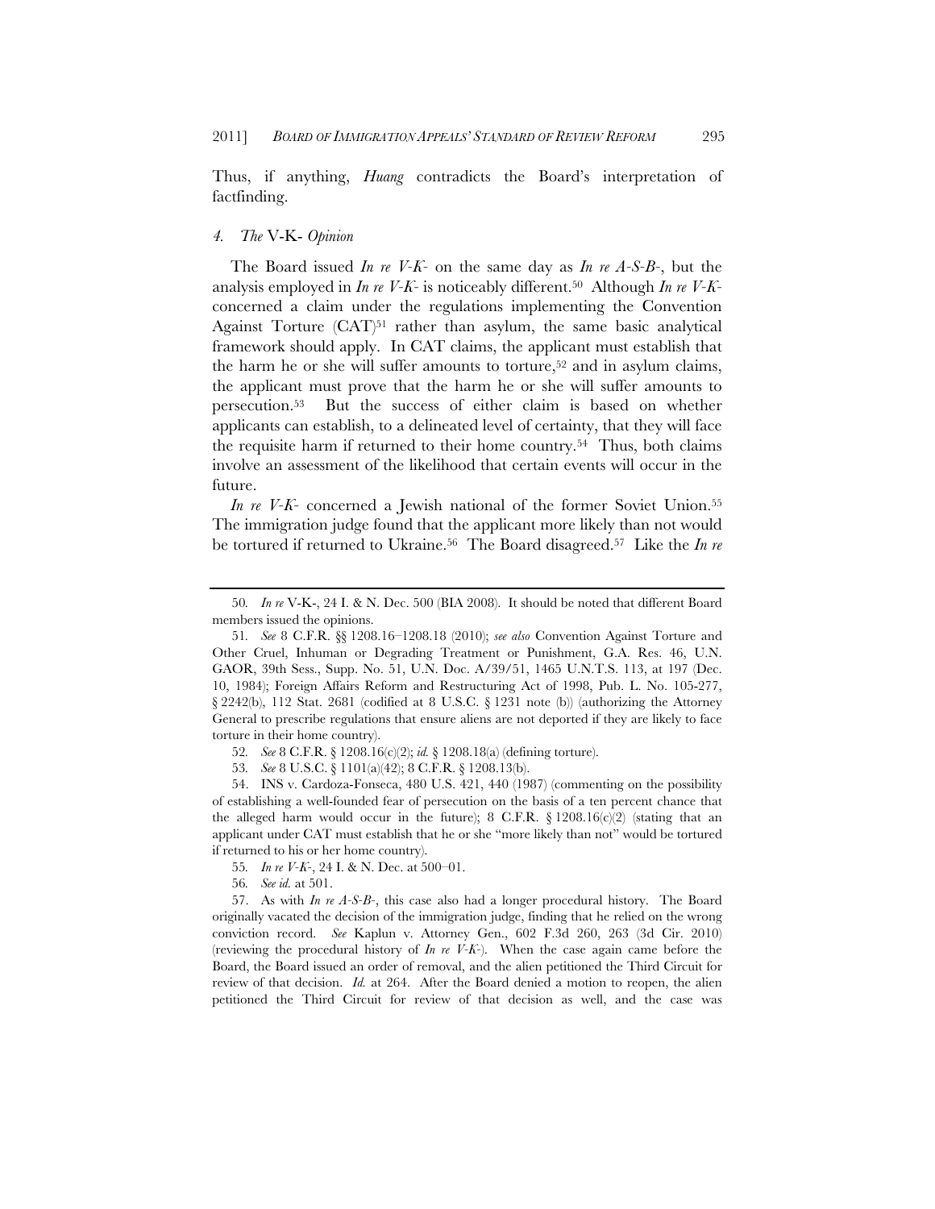Thus, if anything, *Huang* contradicts the Board's interpretation of factfinding.

### 4. *The* V-K- *Opinion*

The Board issued *In re V-K-* on the same day as *In re A-S-B-*, but the analysis employed in *In re V-K-* is noticeably different.[50] Although *In re V-K-* concerned a claim under the regulations implementing the Convention Against Torture (CAT)[51] rather than asylum, the same basic analytical framework should apply. In CAT claims, the applicant must establish that the harm he or she will suffer amounts to torture,[52] and in asylum claims, the applicant must prove that the harm he or she will suffer amounts to persecution.[53] But the success of either claim is based on whether applicants can establish, to a delineated level of certainty, that they will face the requisite harm if returned to their home country.[54] Thus, both claims involve an assessment of the likelihood that certain events will occur in the future.

*In re V-K-* concerned a Jewish national of the former Soviet Union.[55] The immigration judge found that the applicant more likely than not would be tortured if returned to Ukraine.[56] The Board disagreed.[57] Like the *In re*

---

50. *In re* V-K-, 24 I. & N. Dec. 500 (BIA 2008). It should be noted that different Board members issued the opinions.

51. *See* 8 C.F.R. §§ 1208.16–1208.18 (2010); *see also* Convention Against Torture and Other Cruel, Inhuman or Degrading Treatment or Punishment, G.A. Res. 46, U.N. GAOR, 39th Sess., Supp. No. 51, U.N. Doc. A/39/51, 1465 U.N.T.S. 113, at 197 (Dec. 10, 1984); Foreign Affairs Reform and Restructuring Act of 1998, Pub. L. No. 105-277, § 2242(b), 112 Stat. 2681 (codified at 8 U.S.C. § 1231 note (b)) (authorizing the Attorney General to prescribe regulations that ensure aliens are not deported if they are likely to face torture in their home country).

52. *See* 8 C.F.R. § 1208.16(c)(2); *id.* § 1208.18(a) (defining torture).

53. *See* 8 U.S.C. § 1101(a)(42); 8 C.F.R. § 1208.13(b).

54. INS v. Cardoza-Fonseca, 480 U.S. 421, 440 (1987) (commenting on the possibility of establishing a well-founded fear of persecution on the basis of a ten percent chance that the alleged harm would occur in the future); 8 C.F.R. § 1208.16(c)(2) (stating that an applicant under CAT must establish that he or she "more likely than not" would be tortured if returned to his or her home country).

55. *In re V-K-*, 24 I. & N. Dec. at 500–01.

56. *See id.* at 501.

57. As with *In re A-S-B-*, this case also had a longer procedural history. The Board originally vacated the decision of the immigration judge, finding that he relied on the wrong conviction record. *See* Kaplun v. Attorney Gen., 602 F.3d 260, 263 (3d Cir. 2010) (reviewing the procedural history of *In re V-K-*). When the case again came before the Board, the Board issued an order of removal, and the alien petitioned the Third Circuit for review of that decision. *Id.* at 264. After the Board denied a motion to reopen, the alien petitioned the Third Circuit for review of that decision as well, and the case was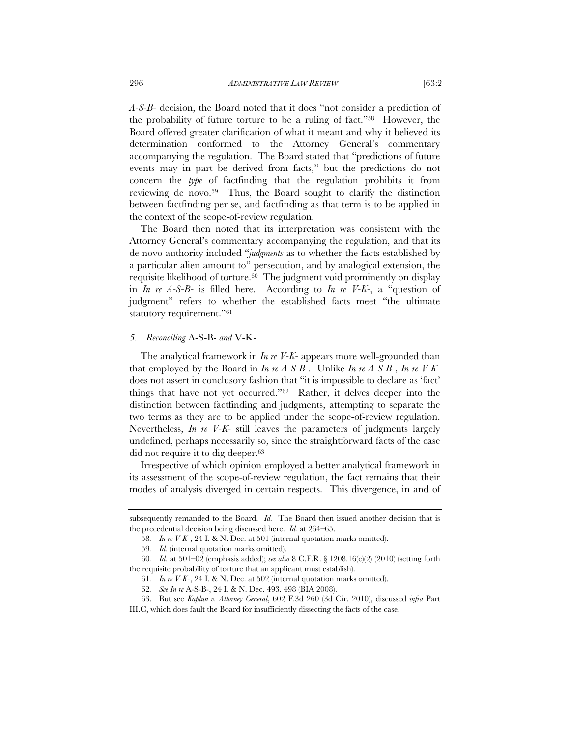*A-S-B-* decision, the Board noted that it does "not consider a prediction of the probability of future torture to be a ruling of fact."[58] However, the Board offered greater clarification of what it meant and why it believed its determination conformed to the Attorney General's commentary accompanying the regulation. The Board stated that "predictions of future events may in part be derived from facts," but the predictions do not concern the *type* of factfinding that the regulation prohibits it from reviewing de novo.[59] Thus, the Board sought to clarify the distinction between factfinding per se, and factfinding as that term is to be applied in the context of the scope-of-review regulation.

The Board then noted that its interpretation was consistent with the Attorney General's commentary accompanying the regulation, and that its de novo authority included "*judgments* as to whether the facts established by a particular alien amount to" persecution, and by analogical extension, the requisite likelihood of torture.[60] The judgment void prominently on display in *In re A-S-B-* is filled here. According to *In re V-K-*, a "question of judgment" refers to whether the established facts meet "the ultimate statutory requirement."[61]

### *5. Reconciling* A-S-B- *and* V-K-

The analytical framework in *In re V-K-* appears more well-grounded than that employed by the Board in *In re A-S-B-*. Unlike *In re A-S-B-*, *In re V-K-* does not assert in conclusory fashion that "it is impossible to declare as 'fact' things that have not yet occurred."[62] Rather, it delves deeper into the distinction between factfinding and judgments, attempting to separate the two terms as they are to be applied under the scope-of-review regulation. Nevertheless, *In re V-K-* still leaves the parameters of judgments largely undefined, perhaps necessarily so, since the straightforward facts of the case did not require it to dig deeper.[63]

Irrespective of which opinion employed a better analytical framework in its assessment of the scope-of-review regulation, the fact remains that their modes of analysis diverged in certain respects. This divergence, in and of

---

subsequently remanded to the Board. *Id.* The Board then issued another decision that is the precedential decision being discussed here. *Id.* at 264–65.

58. *In re V-K-*, 24 I. & N. Dec. at 501 (internal quotation marks omitted).

59. *Id.* (internal quotation marks omitted).

60. *Id.* at 501–02 (emphasis added); *see also* 8 C.F.R. § 1208.16(c)(2) (2010) (setting forth the requisite probability of torture that an applicant must establish).

61. *In re V-K-*, 24 I. & N. Dec. at 502 (internal quotation marks omitted).

62. *See In re* A-S-B-, 24 I. & N. Dec. 493, 498 (BIA 2008).

63. But see *Kaplun v. Attorney General*, 602 F.3d 260 (3d Cir. 2010), discussed *infra* Part III.C, which does fault the Board for insufficiently dissecting the facts of the case.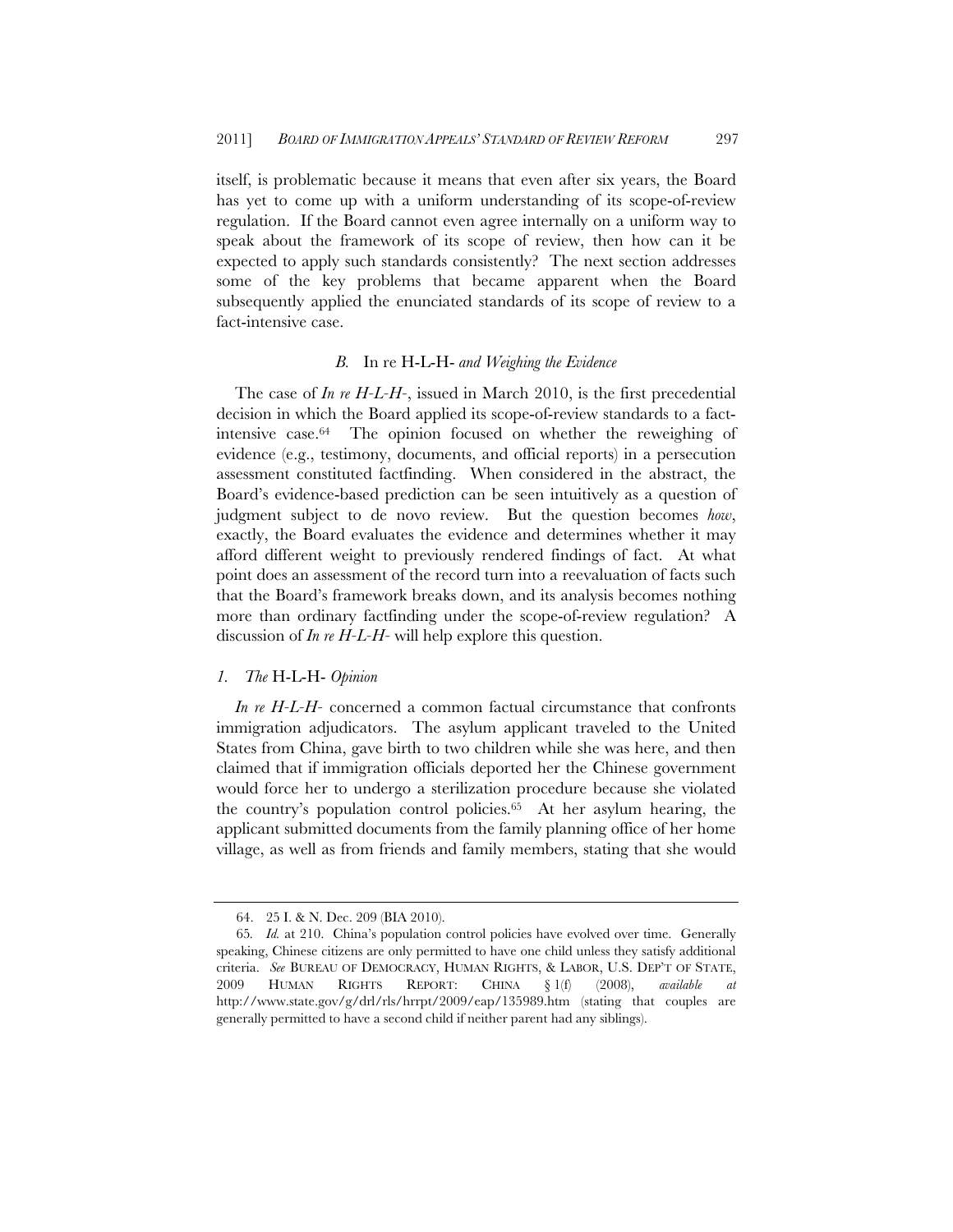itself, is problematic because it means that even after six years, the Board has yet to come up with a uniform understanding of its scope-of-review regulation. If the Board cannot even agree internally on a uniform way to speak about the framework of its scope of review, then how can it be expected to apply such standards consistently? The next section addresses some of the key problems that became apparent when the Board subsequently applied the enunciated standards of its scope of review to a fact-intensive case.

### *B.* In re H-L-H- *and Weighing the Evidence*

The case of *In re H-L-H-*, issued in March 2010, is the first precedential decision in which the Board applied its scope-of-review standards to a fact-intensive case.[64] The opinion focused on whether the reweighing of evidence (e.g., testimony, documents, and official reports) in a persecution assessment constituted factfinding. When considered in the abstract, the Board's evidence-based prediction can be seen intuitively as a question of judgment subject to de novo review. But the question becomes *how*, exactly, the Board evaluates the evidence and determines whether it may afford different weight to previously rendered findings of fact. At what point does an assessment of the record turn into a reevaluation of facts such that the Board's framework breaks down, and its analysis becomes nothing more than ordinary factfinding under the scope-of-review regulation? A discussion of *In re H-L-H-* will help explore this question.

#### *1. The* H-L-H- *Opinion*

*In re H-L-H-* concerned a common factual circumstance that confronts immigration adjudicators. The asylum applicant traveled to the United States from China, gave birth to two children while she was here, and then claimed that if immigration officials deported her the Chinese government would force her to undergo a sterilization procedure because she violated the country's population control policies.[65] At her asylum hearing, the applicant submitted documents from the family planning office of her home village, as well as from friends and family members, stating that she would

---

64. 25 I. & N. Dec. 209 (BIA 2010).

65. *Id.* at 210. China's population control policies have evolved over time. Generally speaking, Chinese citizens are only permitted to have one child unless they satisfy additional criteria. *See* BUREAU OF DEMOCRACY, HUMAN RIGHTS, & LABOR, U.S. DEP'T OF STATE, 2009 HUMAN RIGHTS REPORT: CHINA § 1(f) (2008), *available at* http://www.state.gov/g/drl/rls/hrrpt/2009/eap/135989.htm (stating that couples are generally permitted to have a second child if neither parent had any siblings).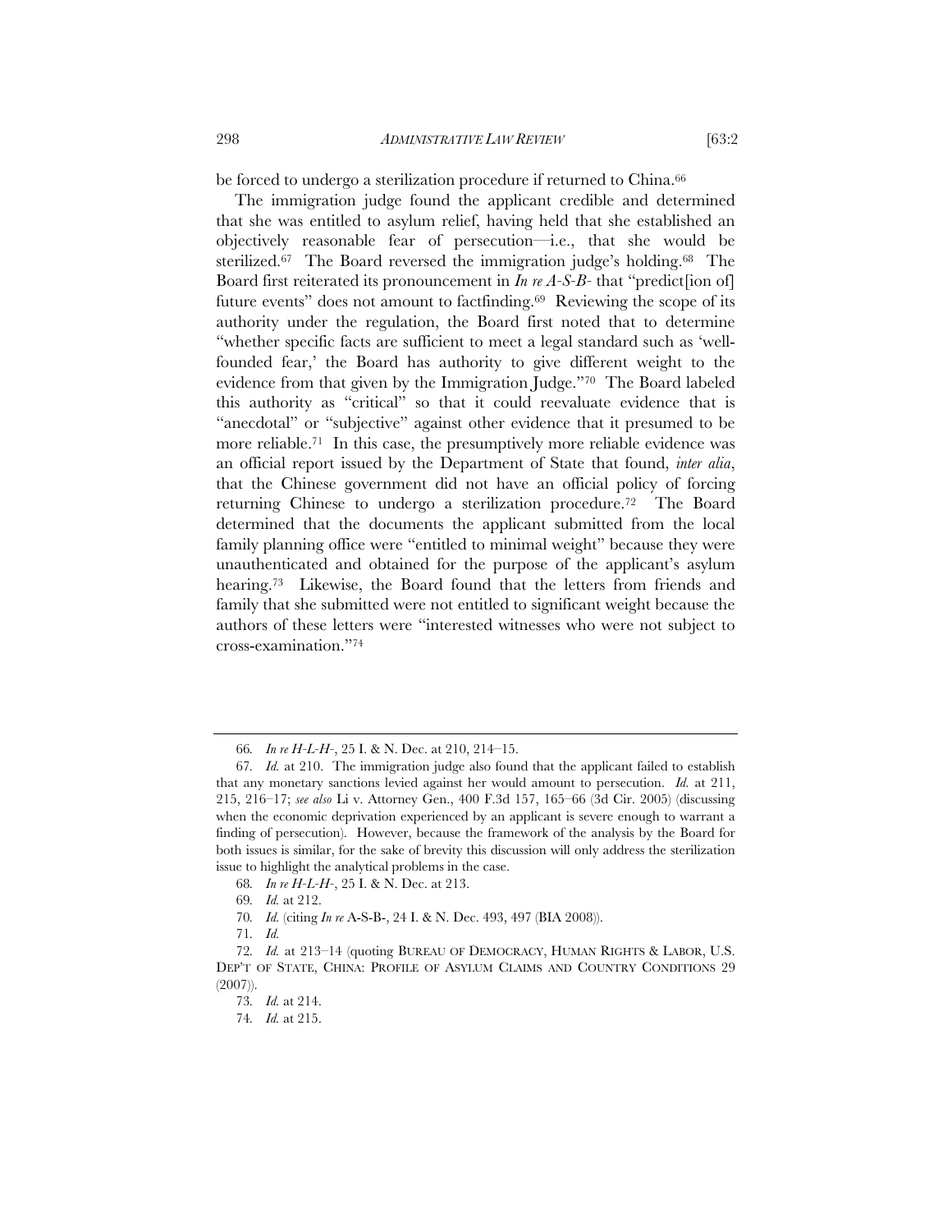be forced to undergo a sterilization procedure if returned to China.[66]

The immigration judge found the applicant credible and determined that she was entitled to asylum relief, having held that she established an objectively reasonable fear of persecution—i.e., that she would be sterilized.[67] The Board reversed the immigration judge's holding.[68] The Board first reiterated its pronouncement in *In re A-S-B-* that "predict[ion of] future events" does not amount to factfinding.[69] Reviewing the scope of its authority under the regulation, the Board first noted that to determine "whether specific facts are sufficient to meet a legal standard such as 'well-founded fear,' the Board has authority to give different weight to the evidence from that given by the Immigration Judge."[70] The Board labeled this authority as "critical" so that it could reevaluate evidence that is "anecdotal" or "subjective" against other evidence that it presumed to be more reliable.[71] In this case, the presumptively more reliable evidence was an official report issued by the Department of State that found, *inter alia*, that the Chinese government did not have an official policy of forcing returning Chinese to undergo a sterilization procedure.[72] The Board determined that the documents the applicant submitted from the local family planning office were "entitled to minimal weight" because they were unauthenticated and obtained for the purpose of the applicant's asylum hearing.[73] Likewise, the Board found that the letters from friends and family that she submitted were not entitled to significant weight because the authors of these letters were "interested witnesses who were not subject to cross-examination."[74]

---

66. *In re H-L-H-*, 25 I. & N. Dec. at 210, 214–15.

67. *Id.* at 210. The immigration judge also found that the applicant failed to establish that any monetary sanctions levied against her would amount to persecution. *Id.* at 211, 215, 216–17; *see also* Li v. Attorney Gen., 400 F.3d 157, 165–66 (3d Cir. 2005) (discussing when the economic deprivation experienced by an applicant is severe enough to warrant a finding of persecution). However, because the framework of the analysis by the Board for both issues is similar, for the sake of brevity this discussion will only address the sterilization issue to highlight the analytical problems in the case.

68. *In re H-L-H-*, 25 I. & N. Dec. at 213.

69. *Id.* at 212.

70. *Id.* (citing *In re* A-S-B-, 24 I. & N. Dec. 493, 497 (BIA 2008)).

71. *Id.*

72. *Id.* at 213–14 (quoting BUREAU OF DEMOCRACY, HUMAN RIGHTS & LABOR, U.S. DEP'T OF STATE, CHINA: PROFILE OF ASYLUM CLAIMS AND COUNTRY CONDITIONS 29 (2007)).

73. *Id.* at 214.

74. *Id.* at 215.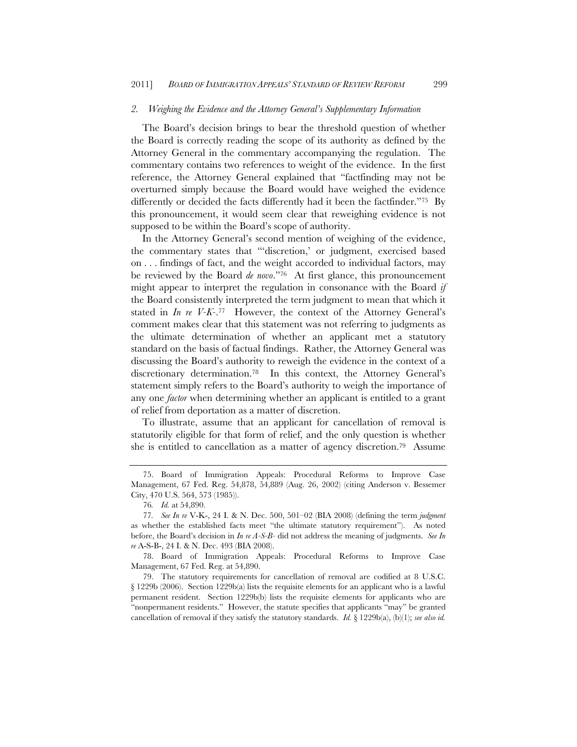### *2. Weighing the Evidence and the Attorney General's Supplementary Information*

The Board's decision brings to bear the threshold question of whether the Board is correctly reading the scope of its authority as defined by the Attorney General in the commentary accompanying the regulation. The commentary contains two references to weight of the evidence. In the first reference, the Attorney General explained that "factfinding may not be overturned simply because the Board would have weighed the evidence differently or decided the facts differently had it been the factfinder."[75] By this pronouncement, it would seem clear that reweighing evidence is not supposed to be within the Board's scope of authority.

In the Attorney General's second mention of weighing of the evidence, the commentary states that "'discretion,' or judgment, exercised based on . . . findings of fact, and the weight accorded to individual factors, may be reviewed by the Board *de novo*."[76] At first glance, this pronouncement might appear to interpret the regulation in consonance with the Board *if* the Board consistently interpreted the term judgment to mean that which it stated in *In re V-K-*.[77] However, the context of the Attorney General's comment makes clear that this statement was not referring to judgments as the ultimate determination of whether an applicant met a statutory standard on the basis of factual findings. Rather, the Attorney General was discussing the Board's authority to reweigh the evidence in the context of a discretionary determination.[78] In this context, the Attorney General's statement simply refers to the Board's authority to weigh the importance of any one *factor* when determining whether an applicant is entitled to a grant of relief from deportation as a matter of discretion.

To illustrate, assume that an applicant for cancellation of removal is statutorily eligible for that form of relief, and the only question is whether she is entitled to cancellation as a matter of agency discretion.[79] Assume

---

75. Board of Immigration Appeals: Procedural Reforms to Improve Case Management, 67 Fed. Reg. 54,878, 54,889 (Aug. 26, 2002) (citing Anderson v. Bessemer City, 470 U.S. 564, 573 (1985)).

76. *Id.* at 54,890.

77. *See In re* V-K-, 24 I. & N. Dec. 500, 501–02 (BIA 2008) (defining the term *judgment* as whether the established facts meet "the ultimate statutory requirement"). As noted before, the Board's decision in *In re A-S-B-* did not address the meaning of judgments. *See In re* A-S-B-, 24 I. & N. Dec. 493 (BIA 2008).

78. Board of Immigration Appeals: Procedural Reforms to Improve Case Management, 67 Fed. Reg. at 54,890.

79. The statutory requirements for cancellation of removal are codified at 8 U.S.C. § 1229b (2006). Section 1229b(a) lists the requisite elements for an applicant who is a lawful permanent resident. Section 1229b(b) lists the requisite elements for applicants who are "nonpermanent residents." However, the statute specifies that applicants "may" be granted cancellation of removal if they satisfy the statutory standards. *Id.* § 1229b(a), (b)(1); *see also id.*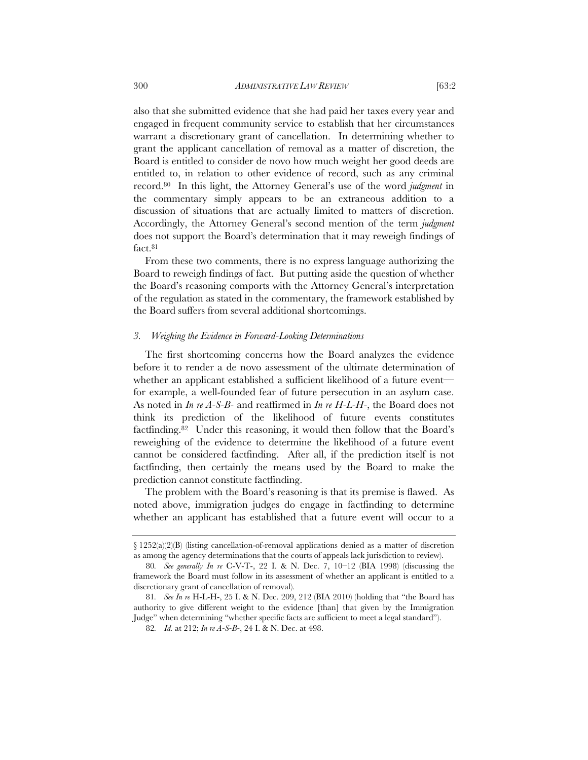also that she submitted evidence that she had paid her taxes every year and engaged in frequent community service to establish that her circumstances warrant a discretionary grant of cancellation. In determining whether to grant the applicant cancellation of removal as a matter of discretion, the Board is entitled to consider de novo how much weight her good deeds are entitled to, in relation to other evidence of record, such as any criminal record.[80] In this light, the Attorney General's use of the word *judgment* in the commentary simply appears to be an extraneous addition to a discussion of situations that are actually limited to matters of discretion. Accordingly, the Attorney General's second mention of the term *judgment* does not support the Board's determination that it may reweigh findings of fact.[81]

From these two comments, there is no express language authorizing the Board to reweigh findings of fact. But putting aside the question of whether the Board's reasoning comports with the Attorney General's interpretation of the regulation as stated in the commentary, the framework established by the Board suffers from several additional shortcomings.

### *3. Weighing the Evidence in Forward-Looking Determinations*

The first shortcoming concerns how the Board analyzes the evidence before it to render a de novo assessment of the ultimate determination of whether an applicant established a sufficient likelihood of a future event—for example, a well-founded fear of future persecution in an asylum case. As noted in *In re A-S-B-* and reaffirmed in *In re H-L-H-*, the Board does not think its prediction of the likelihood of future events constitutes factfinding.[82] Under this reasoning, it would then follow that the Board's reweighing of the evidence to determine the likelihood of a future event cannot be considered factfinding. After all, if the prediction itself is not factfinding, then certainly the means used by the Board to make the prediction cannot constitute factfinding.

The problem with the Board's reasoning is that its premise is flawed. As noted above, immigration judges do engage in factfinding to determine whether an applicant has established that a future event will occur to a

---

§ 1252(a)(2)(B) (listing cancellation-of-removal applications denied as a matter of discretion as among the agency determinations that the courts of appeals lack jurisdiction to review).

80. *See generally In re* C-V-T-, 22 I. & N. Dec. 7, 10–12 (BIA 1998) (discussing the framework the Board must follow in its assessment of whether an applicant is entitled to a discretionary grant of cancellation of removal).

81. *See In re* H-L-H-, 25 I. & N. Dec. 209, 212 (BIA 2010) (holding that "the Board has authority to give different weight to the evidence [than] that given by the Immigration Judge" when determining "whether specific facts are sufficient to meet a legal standard").

82. *Id.* at 212; *In re A-S-B-*, 24 I. & N. Dec. at 498.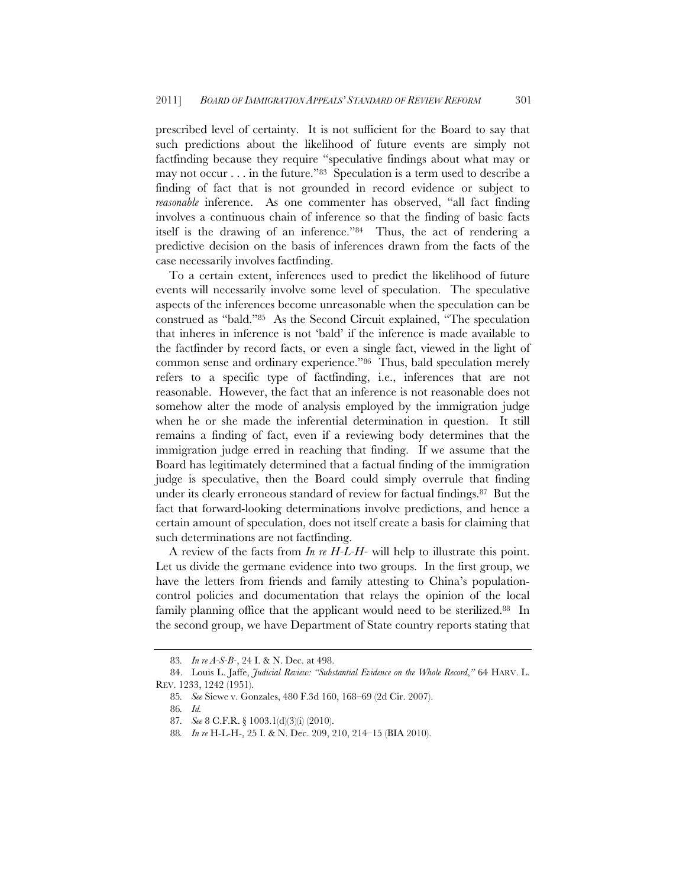prescribed level of certainty. It is not sufficient for the Board to say that such predictions about the likelihood of future events are simply not factfinding because they require "speculative findings about what may or may not occur . . . in the future."[83] Speculation is a term used to describe a finding of fact that is not grounded in record evidence or subject to *reasonable* inference. As one commenter has observed, "all fact finding involves a continuous chain of inference so that the finding of basic facts itself is the drawing of an inference."[84] Thus, the act of rendering a predictive decision on the basis of inferences drawn from the facts of the case necessarily involves factfinding.

To a certain extent, inferences used to predict the likelihood of future events will necessarily involve some level of speculation. The speculative aspects of the inferences become unreasonable when the speculation can be construed as "bald."[85] As the Second Circuit explained, "The speculation that inheres in inference is not 'bald' if the inference is made available to the factfinder by record facts, or even a single fact, viewed in the light of common sense and ordinary experience."[86] Thus, bald speculation merely refers to a specific type of factfinding, i.e., inferences that are not reasonable. However, the fact that an inference is not reasonable does not somehow alter the mode of analysis employed by the immigration judge when he or she made the inferential determination in question. It still remains a finding of fact, even if a reviewing body determines that the immigration judge erred in reaching that finding. If we assume that the Board has legitimately determined that a factual finding of the immigration judge is speculative, then the Board could simply overrule that finding under its clearly erroneous standard of review for factual findings.[87] But the fact that forward-looking determinations involve predictions, and hence a certain amount of speculation, does not itself create a basis for claiming that such determinations are not factfinding.

A review of the facts from *In re H-L-H-* will help to illustrate this point. Let us divide the germane evidence into two groups. In the first group, we have the letters from friends and family attesting to China's population-control policies and documentation that relays the opinion of the local family planning office that the applicant would need to be sterilized.[88] In the second group, we have Department of State country reports stating that

---

83. *In re A-S-B-*, 24 I. & N. Dec. at 498.

84. Louis L. Jaffe, *Judicial Review: "Substantial Evidence on the Whole Record*,*"* 64 HARV. L. REV. 1233, 1242 (1951).

85. *See* Siewe v. Gonzales, 480 F.3d 160, 168–69 (2d Cir. 2007).

86. *Id.*

87. *See* 8 C.F.R. § 1003.1(d)(3)(i) (2010).

88. *In re* H-L-H-, 25 I. & N. Dec. 209, 210, 214–15 (BIA 2010).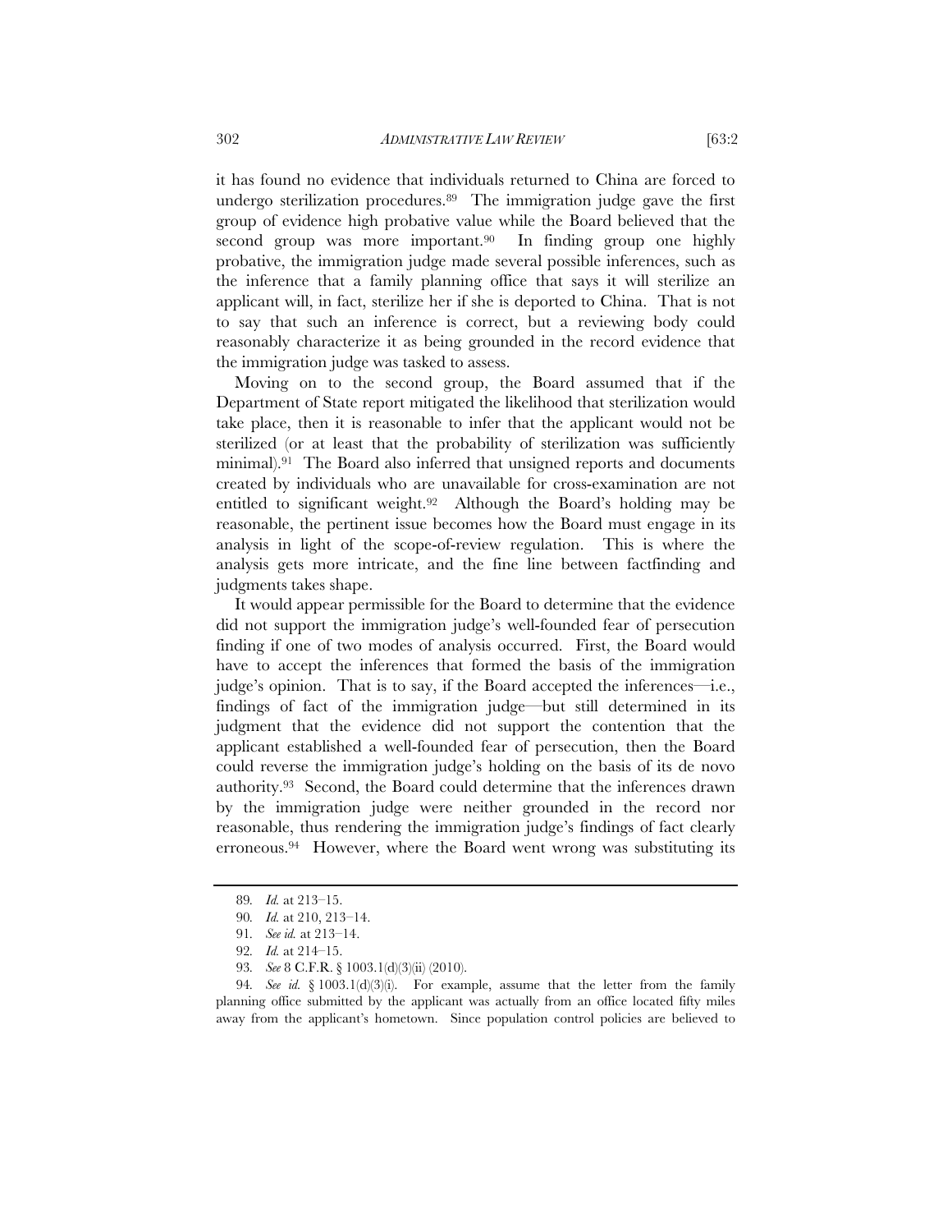it has found no evidence that individuals returned to China are forced to undergo sterilization procedures.[89] The immigration judge gave the first group of evidence high probative value while the Board believed that the second group was more important.[90] In finding group one highly probative, the immigration judge made several possible inferences, such as the inference that a family planning office that says it will sterilize an applicant will, in fact, sterilize her if she is deported to China. That is not to say that such an inference is correct, but a reviewing body could reasonably characterize it as being grounded in the record evidence that the immigration judge was tasked to assess.

Moving on to the second group, the Board assumed that if the Department of State report mitigated the likelihood that sterilization would take place, then it is reasonable to infer that the applicant would not be sterilized (or at least that the probability of sterilization was sufficiently minimal).[91] The Board also inferred that unsigned reports and documents created by individuals who are unavailable for cross-examination are not entitled to significant weight.[92] Although the Board's holding may be reasonable, the pertinent issue becomes how the Board must engage in its analysis in light of the scope-of-review regulation. This is where the analysis gets more intricate, and the fine line between factfinding and judgments takes shape.

It would appear permissible for the Board to determine that the evidence did not support the immigration judge's well-founded fear of persecution finding if one of two modes of analysis occurred. First, the Board would have to accept the inferences that formed the basis of the immigration judge's opinion. That is to say, if the Board accepted the inferences—i.e., findings of fact of the immigration judge—but still determined in its judgment that the evidence did not support the contention that the applicant established a well-founded fear of persecution, then the Board could reverse the immigration judge's holding on the basis of its de novo authority.[93] Second, the Board could determine that the inferences drawn by the immigration judge were neither grounded in the record nor reasonable, thus rendering the immigration judge's findings of fact clearly erroneous.[94] However, where the Board went wrong was substituting its

---

89. *Id.* at 213–15.

90. *Id.* at 210, 213–14.

91. *See id.* at 213–14.

92. *Id.* at 214–15.

93. *See* 8 C.F.R. § 1003.1(d)(3)(ii) (2010).

94. *See id.* § 1003.1(d)(3)(i). For example, assume that the letter from the family planning office submitted by the applicant was actually from an office located fifty miles away from the applicant's hometown. Since population control policies are believed to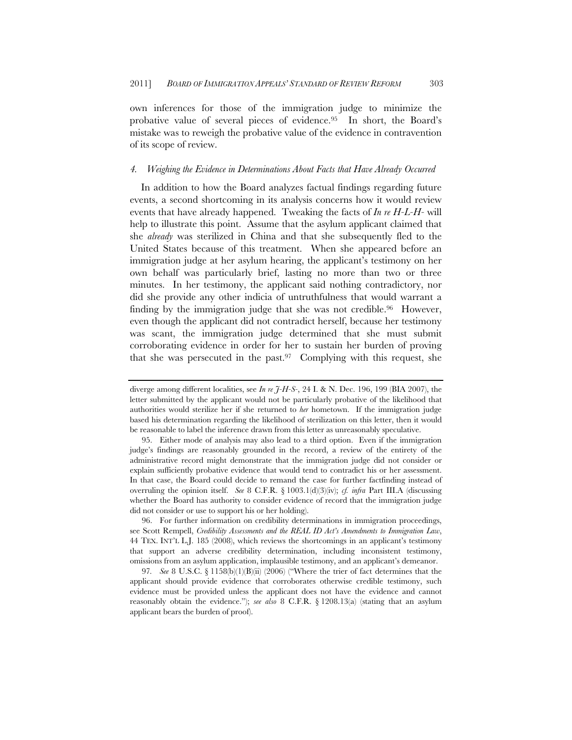own inferences for those of the immigration judge to minimize the probative value of several pieces of evidence.[95] In short, the Board's mistake was to reweigh the probative value of the evidence in contravention of its scope of review.

#### *4. Weighing the Evidence in Determinations About Facts that Have Already Occurred*

In addition to how the Board analyzes factual findings regarding future events, a second shortcoming in its analysis concerns how it would review events that have already happened. Tweaking the facts of *In re H-L-H-* will help to illustrate this point. Assume that the asylum applicant claimed that she *already* was sterilized in China and that she subsequently fled to the United States because of this treatment. When she appeared before an immigration judge at her asylum hearing, the applicant's testimony on her own behalf was particularly brief, lasting no more than two or three minutes. In her testimony, the applicant said nothing contradictory, nor did she provide any other indicia of untruthfulness that would warrant a finding by the immigration judge that she was not credible.[96] However, even though the applicant did not contradict herself, because her testimony was scant, the immigration judge determined that she must submit corroborating evidence in order for her to sustain her burden of proving that she was persecuted in the past.[97] Complying with this request, she

---

diverge among different localities, see *In re J-H-S-*, 24 I. & N. Dec. 196, 199 (BIA 2007), the letter submitted by the applicant would not be particularly probative of the likelihood that authorities would sterilize her if she returned to *her* hometown. If the immigration judge based his determination regarding the likelihood of sterilization on this letter, then it would be reasonable to label the inference drawn from this letter as unreasonably speculative.

95. Either mode of analysis may also lead to a third option. Even if the immigration judge's findings are reasonably grounded in the record, a review of the entirety of the administrative record might demonstrate that the immigration judge did not consider or explain sufficiently probative evidence that would tend to contradict his or her assessment. In that case, the Board could decide to remand the case for further factfinding instead of overruling the opinion itself. *See* 8 C.F.R. § 1003.1(d)(3)(iv); *cf. infra* Part III.A (discussing whether the Board has authority to consider evidence of record that the immigration judge did not consider or use to support his or her holding).

96. For further information on credibility determinations in immigration proceedings, see Scott Rempell, *Credibility Assessments and the REAL ID Act's Amendments to Immigration Law*, 44 TEX. INT'L L.J. 185 (2008), which reviews the shortcomings in an applicant's testimony that support an adverse credibility determination, including inconsistent testimony, omissions from an asylum application, implausible testimony, and an applicant's demeanor.

97. *See* 8 U.S.C. § 1158(b)(1)(B)(ii) (2006) ("Where the trier of fact determines that the applicant should provide evidence that corroborates otherwise credible testimony, such evidence must be provided unless the applicant does not have the evidence and cannot reasonably obtain the evidence."); *see also* 8 C.F.R. § 1208.13(a) (stating that an asylum applicant bears the burden of proof).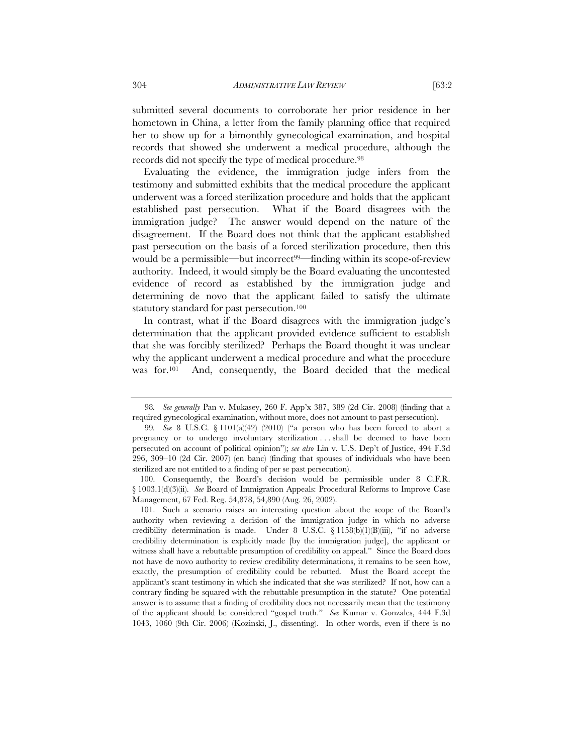submitted several documents to corroborate her prior residence in her hometown in China, a letter from the family planning office that required her to show up for a bimonthly gynecological examination, and hospital records that showed she underwent a medical procedure, although the records did not specify the type of medical procedure.[98]

Evaluating the evidence, the immigration judge infers from the testimony and submitted exhibits that the medical procedure the applicant underwent was a forced sterilization procedure and holds that the applicant established past persecution. What if the Board disagrees with the immigration judge? The answer would depend on the nature of the disagreement. If the Board does not think that the applicant established past persecution on the basis of a forced sterilization procedure, then this would be a permissible—but incorrect[99]—finding within its scope-of-review authority. Indeed, it would simply be the Board evaluating the uncontested evidence of record as established by the immigration judge and determining de novo that the applicant failed to satisfy the ultimate statutory standard for past persecution.[100]

In contrast, what if the Board disagrees with the immigration judge's determination that the applicant provided evidence sufficient to establish that she was forcibly sterilized? Perhaps the Board thought it was unclear why the applicant underwent a medical procedure and what the procedure was for.[101] And, consequently, the Board decided that the medical

---

98. *See generally* Pan v. Mukasey, 260 F. App'x 387, 389 (2d Cir. 2008) (finding that a required gynecological examination, without more, does not amount to past persecution).

99. *See* 8 U.S.C. § 1101(a)(42) (2010) ("a person who has been forced to abort a pregnancy or to undergo involuntary sterilization . . . shall be deemed to have been persecuted on account of political opinion"); *see also* Lin v. U.S. Dep't of Justice, 494 F.3d 296, 309–10 (2d Cir. 2007) (en banc) (finding that spouses of individuals who have been sterilized are not entitled to a finding of per se past persecution).

100. Consequently, the Board's decision would be permissible under 8 C.F.R. § 1003.1(d)(3)(ii). *See* Board of Immigration Appeals: Procedural Reforms to Improve Case Management, 67 Fed. Reg. 54,878, 54,890 (Aug. 26, 2002).

101. Such a scenario raises an interesting question about the scope of the Board's authority when reviewing a decision of the immigration judge in which no adverse credibility determination is made. Under 8 U.S.C. § 1158(b)(1)(B)(iii), "if no adverse credibility determination is explicitly made [by the immigration judge], the applicant or witness shall have a rebuttable presumption of credibility on appeal." Since the Board does not have de novo authority to review credibility determinations, it remains to be seen how, exactly, the presumption of credibility could be rebutted. Must the Board accept the applicant's scant testimony in which she indicated that she was sterilized? If not, how can a contrary finding be squared with the rebuttable presumption in the statute? One potential answer is to assume that a finding of credibility does not necessarily mean that the testimony of the applicant should be considered "gospel truth." *See* Kumar v. Gonzales, 444 F.3d 1043, 1060 (9th Cir. 2006) (Kozinski, J., dissenting). In other words, even if there is no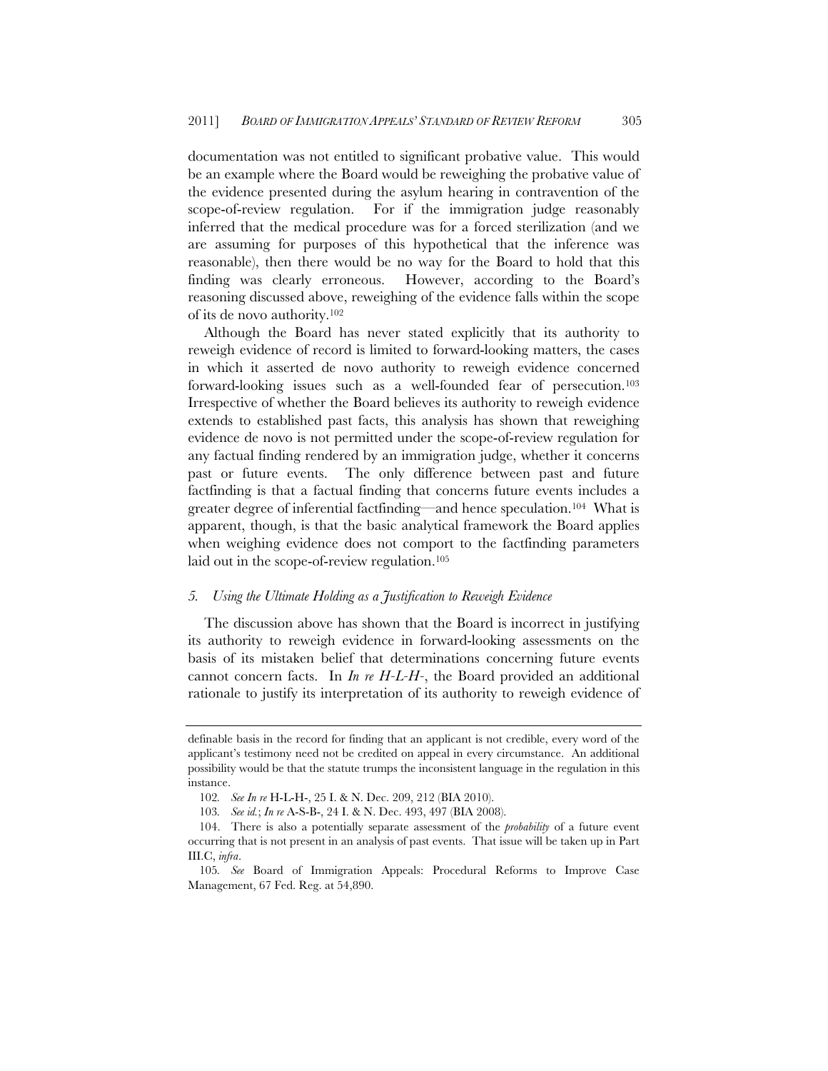documentation was not entitled to significant probative value. This would be an example where the Board would be reweighing the probative value of the evidence presented during the asylum hearing in contravention of the scope-of-review regulation. For if the immigration judge reasonably inferred that the medical procedure was for a forced sterilization (and we are assuming for purposes of this hypothetical that the inference was reasonable), then there would be no way for the Board to hold that this finding was clearly erroneous. However, according to the Board's reasoning discussed above, reweighing of the evidence falls within the scope of its de novo authority.[102]

Although the Board has never stated explicitly that its authority to reweigh evidence of record is limited to forward-looking matters, the cases in which it asserted de novo authority to reweigh evidence concerned forward-looking issues such as a well-founded fear of persecution.[103] Irrespective of whether the Board believes its authority to reweigh evidence extends to established past facts, this analysis has shown that reweighing evidence de novo is not permitted under the scope-of-review regulation for any factual finding rendered by an immigration judge, whether it concerns past or future events. The only difference between past and future factfinding is that a factual finding that concerns future events includes a greater degree of inferential factfinding—and hence speculation.[104] What is apparent, though, is that the basic analytical framework the Board applies when weighing evidence does not comport to the factfinding parameters laid out in the scope-of-review regulation.[105]

### *5. Using the Ultimate Holding as a Justification to Reweigh Evidence*

The discussion above has shown that the Board is incorrect in justifying its authority to reweigh evidence in forward-looking assessments on the basis of its mistaken belief that determinations concerning future events cannot concern facts. In *In re H-L-H-*, the Board provided an additional rationale to justify its interpretation of its authority to reweigh evidence of

---

definable basis in the record for finding that an applicant is not credible, every word of the applicant's testimony need not be credited on appeal in every circumstance. An additional possibility would be that the statute trumps the inconsistent language in the regulation in this instance.

102. *See In re* H-L-H-, 25 I. & N. Dec. 209, 212 (BIA 2010).

103. *See id.*; *In re* A-S-B-, 24 I. & N. Dec. 493, 497 (BIA 2008).

104. There is also a potentially separate assessment of the *probability* of a future event occurring that is not present in an analysis of past events. That issue will be taken up in Part III.C, *infra*.

105. *See* Board of Immigration Appeals: Procedural Reforms to Improve Case Management, 67 Fed. Reg. at 54,890.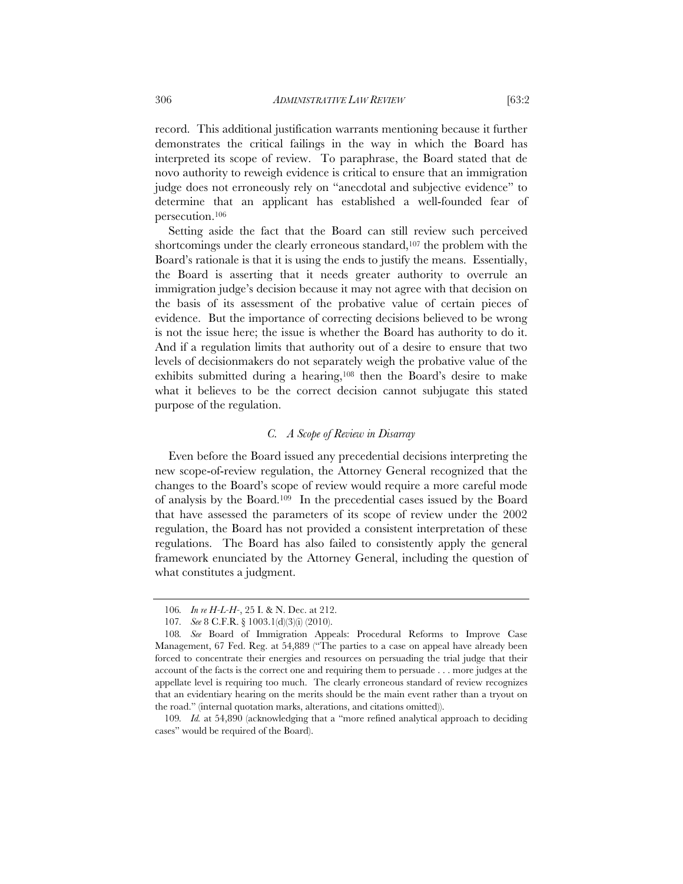record. This additional justification warrants mentioning because it further demonstrates the critical failings in the way in which the Board has interpreted its scope of review. To paraphrase, the Board stated that de novo authority to reweigh evidence is critical to ensure that an immigration judge does not erroneously rely on "anecdotal and subjective evidence" to determine that an applicant has established a well-founded fear of persecution.[106]

Setting aside the fact that the Board can still review such perceived shortcomings under the clearly erroneous standard,[107] the problem with the Board's rationale is that it is using the ends to justify the means. Essentially, the Board is asserting that it needs greater authority to overrule an immigration judge's decision because it may not agree with that decision on the basis of its assessment of the probative value of certain pieces of evidence. But the importance of correcting decisions believed to be wrong is not the issue here; the issue is whether the Board has authority to do it. And if a regulation limits that authority out of a desire to ensure that two levels of decisionmakers do not separately weigh the probative value of the exhibits submitted during a hearing,[108] then the Board's desire to make what it believes to be the correct decision cannot subjugate this stated purpose of the regulation.

### *C. A Scope of Review in Disarray*

Even before the Board issued any precedential decisions interpreting the new scope-of-review regulation, the Attorney General recognized that the changes to the Board's scope of review would require a more careful mode of analysis by the Board.[109] In the precedential cases issued by the Board that have assessed the parameters of its scope of review under the 2002 regulation, the Board has not provided a consistent interpretation of these regulations. The Board has also failed to consistently apply the general framework enunciated by the Attorney General, including the question of what constitutes a judgment.

---

106. *In re H-L-H-*, 25 I. & N. Dec. at 212.

107. *See* 8 C.F.R. § 1003.1(d)(3)(i) (2010).

108. *See* Board of Immigration Appeals: Procedural Reforms to Improve Case Management, 67 Fed. Reg. at 54,889 ("The parties to a case on appeal have already been forced to concentrate their energies and resources on persuading the trial judge that their account of the facts is the correct one and requiring them to persuade . . . more judges at the appellate level is requiring too much. The clearly erroneous standard of review recognizes that an evidentiary hearing on the merits should be the main event rather than a tryout on the road." (internal quotation marks, alterations, and citations omitted)).

109. *Id.* at 54,890 (acknowledging that a "more refined analytical approach to deciding cases" would be required of the Board).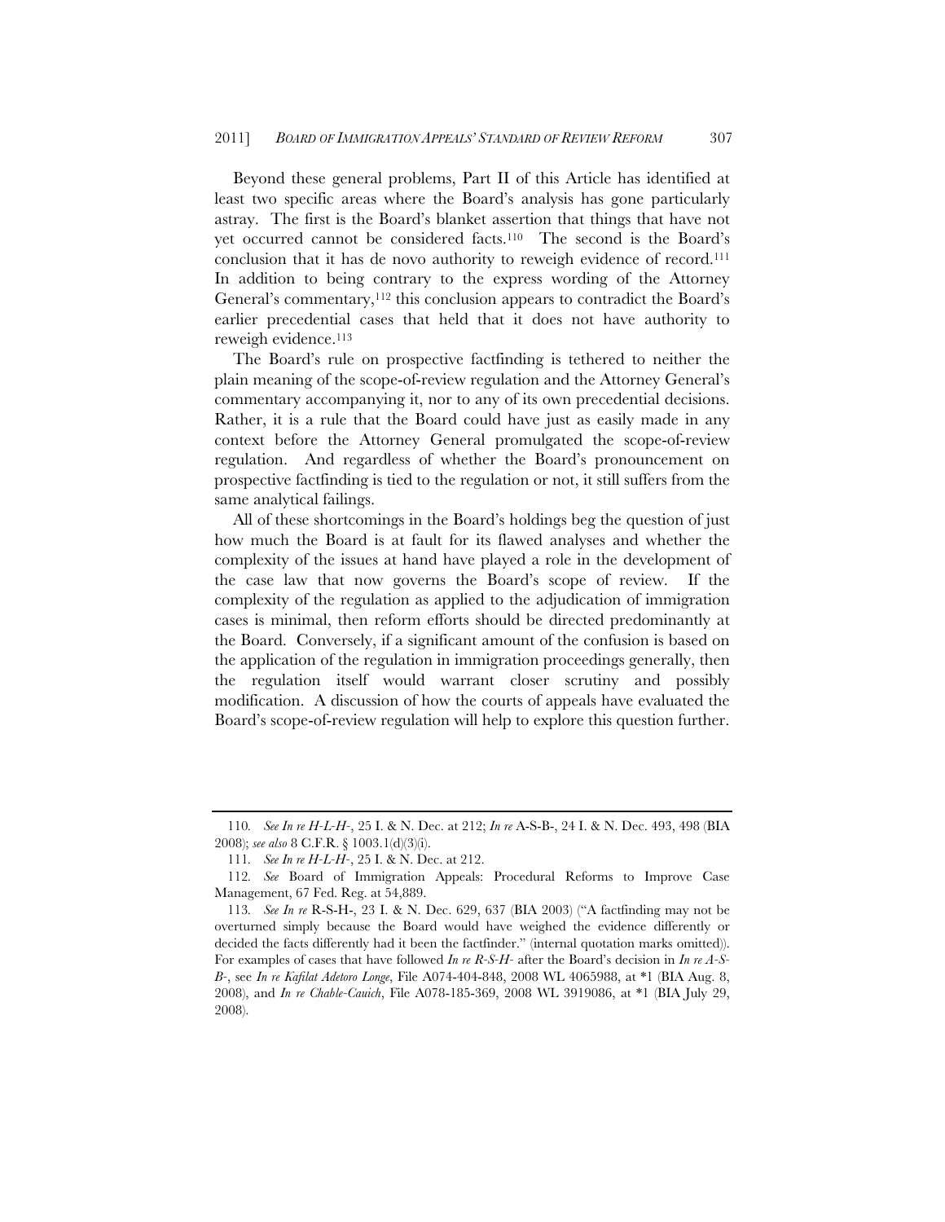Beyond these general problems, Part II of this Article has identified at least two specific areas where the Board's analysis has gone particularly astray. The first is the Board's blanket assertion that things that have not yet occurred cannot be considered facts.[110] The second is the Board's conclusion that it has de novo authority to reweigh evidence of record.[111] In addition to being contrary to the express wording of the Attorney General's commentary,[112] this conclusion appears to contradict the Board's earlier precedential cases that held that it does not have authority to reweigh evidence.[113]

The Board's rule on prospective factfinding is tethered to neither the plain meaning of the scope-of-review regulation and the Attorney General's commentary accompanying it, nor to any of its own precedential decisions. Rather, it is a rule that the Board could have just as easily made in any context before the Attorney General promulgated the scope-of-review regulation. And regardless of whether the Board's pronouncement on prospective factfinding is tied to the regulation or not, it still suffers from the same analytical failings.

All of these shortcomings in the Board's holdings beg the question of just how much the Board is at fault for its flawed analyses and whether the complexity of the issues at hand have played a role in the development of the case law that now governs the Board's scope of review. If the complexity of the regulation as applied to the adjudication of immigration cases is minimal, then reform efforts should be directed predominantly at the Board. Conversely, if a significant amount of the confusion is based on the application of the regulation in immigration proceedings generally, then the regulation itself would warrant closer scrutiny and possibly modification. A discussion of how the courts of appeals have evaluated the Board's scope-of-review regulation will help to explore this question further.

---

110. *See In re H-L-H-*, 25 I. & N. Dec. at 212; *In re* A-S-B-, 24 I. & N. Dec. 493, 498 (BIA 2008); *see also* 8 C.F.R. § 1003.1(d)(3)(i).

111. *See In re H-L-H-*, 25 I. & N. Dec. at 212.

112. *See* Board of Immigration Appeals: Procedural Reforms to Improve Case Management, 67 Fed. Reg. at 54,889.

113. *See In re* R-S-H-, 23 I. & N. Dec. 629, 637 (BIA 2003) ("A factfinding may not be overturned simply because the Board would have weighed the evidence differently or decided the facts differently had it been the factfinder." (internal quotation marks omitted)). For examples of cases that have followed *In re R-S-H-* after the Board's decision in *In re A-S-B-*, see *In re Kafilat Adetoro Longe*, File A074-404-848, 2008 WL 4065988, at *1 (BIA Aug. 8, 2008), and *In re Chable-Cauich*, File A078-185-369, 2008 WL 3919086, at *1 (BIA July 29, 2008).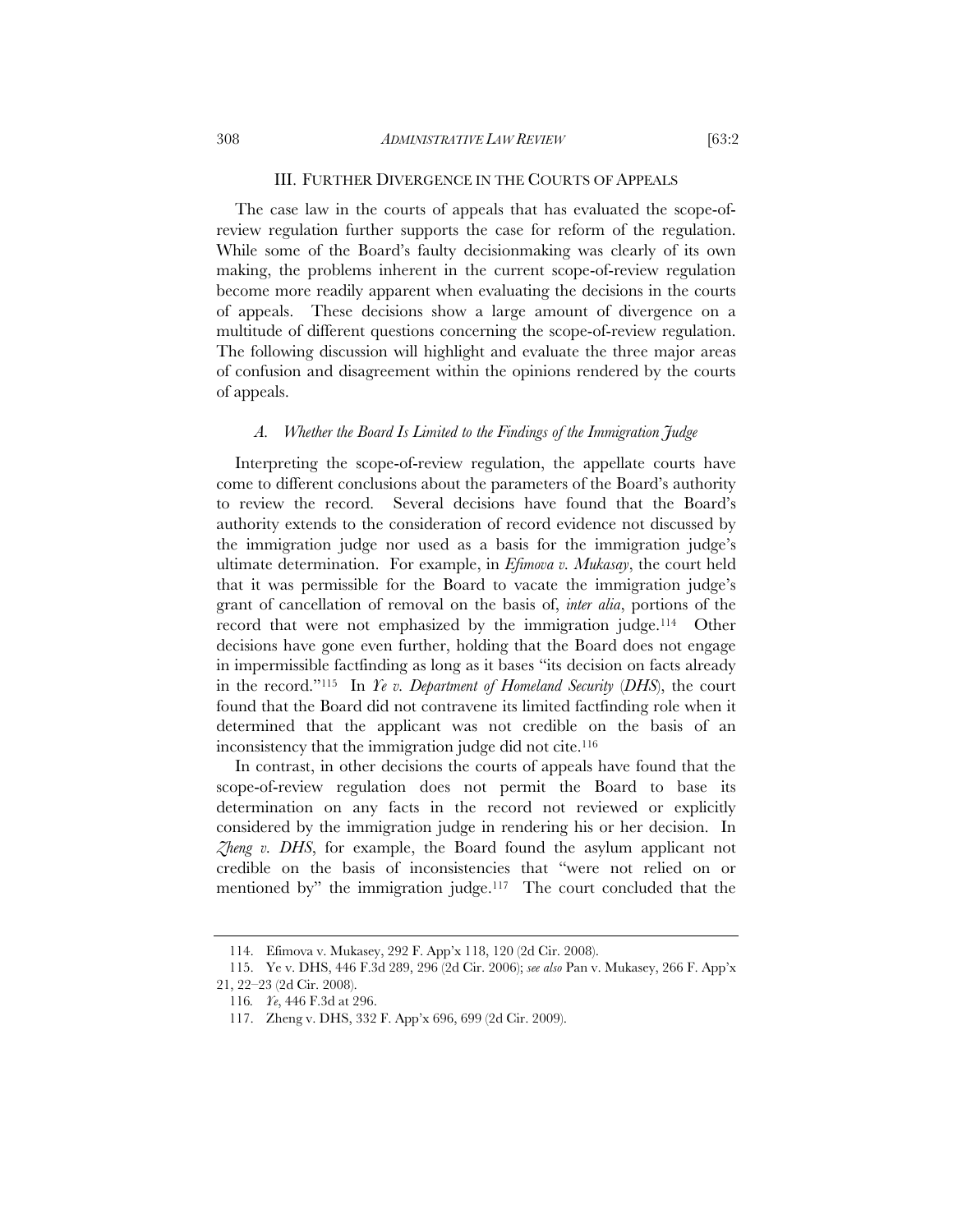## III. FURTHER DIVERGENCE IN THE COURTS OF APPEALS

The case law in the courts of appeals that has evaluated the scope-of-review regulation further supports the case for reform of the regulation. While some of the Board's faulty decisionmaking was clearly of its own making, the problems inherent in the current scope-of-review regulation become more readily apparent when evaluating the decisions in the courts of appeals. These decisions show a large amount of divergence on a multitude of different questions concerning the scope-of-review regulation. The following discussion will highlight and evaluate the three major areas of confusion and disagreement within the opinions rendered by the courts of appeals.

### *A. Whether the Board Is Limited to the Findings of the Immigration Judge*

Interpreting the scope-of-review regulation, the appellate courts have come to different conclusions about the parameters of the Board's authority to review the record. Several decisions have found that the Board's authority extends to the consideration of record evidence not discussed by the immigration judge nor used as a basis for the immigration judge's ultimate determination. For example, in *Efimova v. Mukasay*, the court held that it was permissible for the Board to vacate the immigration judge's grant of cancellation of removal on the basis of, *inter alia*, portions of the record that were not emphasized by the immigration judge.[114] Other decisions have gone even further, holding that the Board does not engage in impermissible factfinding as long as it bases "its decision on facts already in the record."[115] In *Ye v. Department of Homeland Security* (*DHS*), the court found that the Board did not contravene its limited factfinding role when it determined that the applicant was not credible on the basis of an inconsistency that the immigration judge did not cite.[116]

In contrast, in other decisions the courts of appeals have found that the scope-of-review regulation does not permit the Board to base its determination on any facts in the record not reviewed or explicitly considered by the immigration judge in rendering his or her decision. In *Zheng v. DHS*, for example, the Board found the asylum applicant not credible on the basis of inconsistencies that "were not relied on or mentioned by" the immigration judge.[117] The court concluded that the

---

114. Efimova v. Mukasey, 292 F. App'x 118, 120 (2d Cir. 2008).

115. Ye v. DHS, 446 F.3d 289, 296 (2d Cir. 2006); *see also* Pan v. Mukasey, 266 F. App'x 21, 22–23 (2d Cir. 2008).

116. *Ye*, 446 F.3d at 296.

117. Zheng v. DHS, 332 F. App'x 696, 699 (2d Cir. 2009).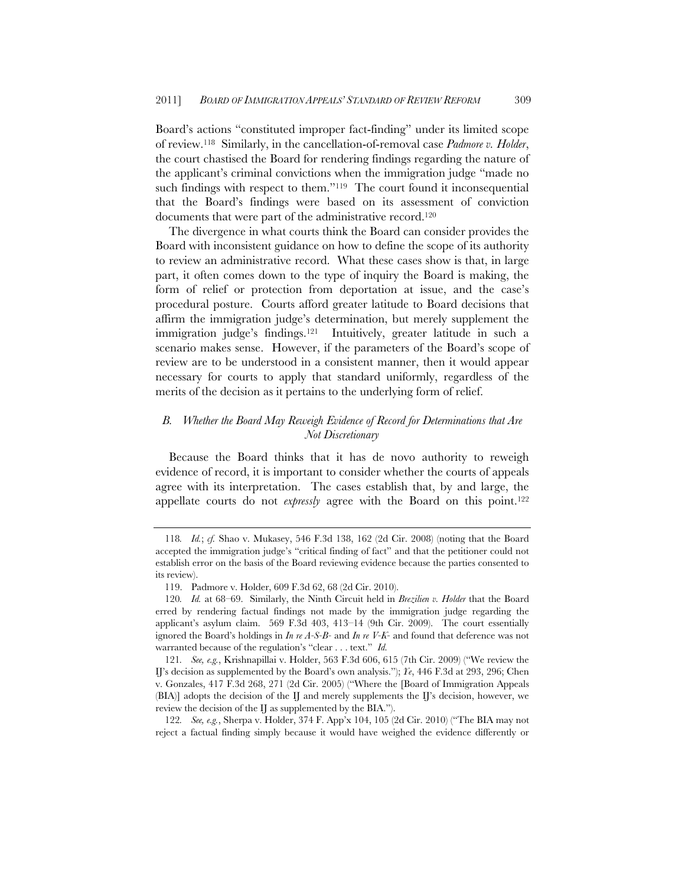Board's actions "constituted improper fact-finding" under its limited scope of review.[118] Similarly, in the cancellation-of-removal case *Padmore v. Holder*, the court chastised the Board for rendering findings regarding the nature of the applicant's criminal convictions when the immigration judge "made no such findings with respect to them."[119] The court found it inconsequential that the Board's findings were based on its assessment of conviction documents that were part of the administrative record.[120]

The divergence in what courts think the Board can consider provides the Board with inconsistent guidance on how to define the scope of its authority to review an administrative record. What these cases show is that, in large part, it often comes down to the type of inquiry the Board is making, the form of relief or protection from deportation at issue, and the case's procedural posture. Courts afford greater latitude to Board decisions that affirm the immigration judge's determination, but merely supplement the immigration judge's findings.[121] Intuitively, greater latitude in such a scenario makes sense. However, if the parameters of the Board's scope of review are to be understood in a consistent manner, then it would appear necessary for courts to apply that standard uniformly, regardless of the merits of the decision as it pertains to the underlying form of relief.

### *B. Whether the Board May Reweigh Evidence of Record for Determinations that Are Not Discretionary*

Because the Board thinks that it has de novo authority to reweigh evidence of record, it is important to consider whether the courts of appeals agree with its interpretation. The cases establish that, by and large, the appellate courts do not *expressly* agree with the Board on this point.[122]

---

118. *Id.*; *cf.* Shao v. Mukasey, 546 F.3d 138, 162 (2d Cir. 2008) (noting that the Board accepted the immigration judge's "critical finding of fact" and that the petitioner could not establish error on the basis of the Board reviewing evidence because the parties consented to its review).

119. Padmore v. Holder, 609 F.3d 62, 68 (2d Cir. 2010).

120. *Id.* at 68–69. Similarly, the Ninth Circuit held in *Brezilien v. Holder* that the Board erred by rendering factual findings not made by the immigration judge regarding the applicant's asylum claim. 569 F.3d 403, 413–14 (9th Cir. 2009). The court essentially ignored the Board's holdings in *In re A-S-B-* and *In re V-K-* and found that deference was not warranted because of the regulation's "clear . . . text." *Id.*

121. *See, e.g.*, Krishnapillai v. Holder, 563 F.3d 606, 615 (7th Cir. 2009) ("We review the IJ's decision as supplemented by the Board's own analysis."); *Ye*, 446 F.3d at 293, 296; Chen v. Gonzales, 417 F.3d 268, 271 (2d Cir. 2005) ("Where the [Board of Immigration Appeals (BIA)] adopts the decision of the IJ and merely supplements the IJ's decision, however, we review the decision of the IJ as supplemented by the BIA.").

122. *See, e.g.*, Sherpa v. Holder, 374 F. App'x 104, 105 (2d Cir. 2010) ("The BIA may not reject a factual finding simply because it would have weighed the evidence differently or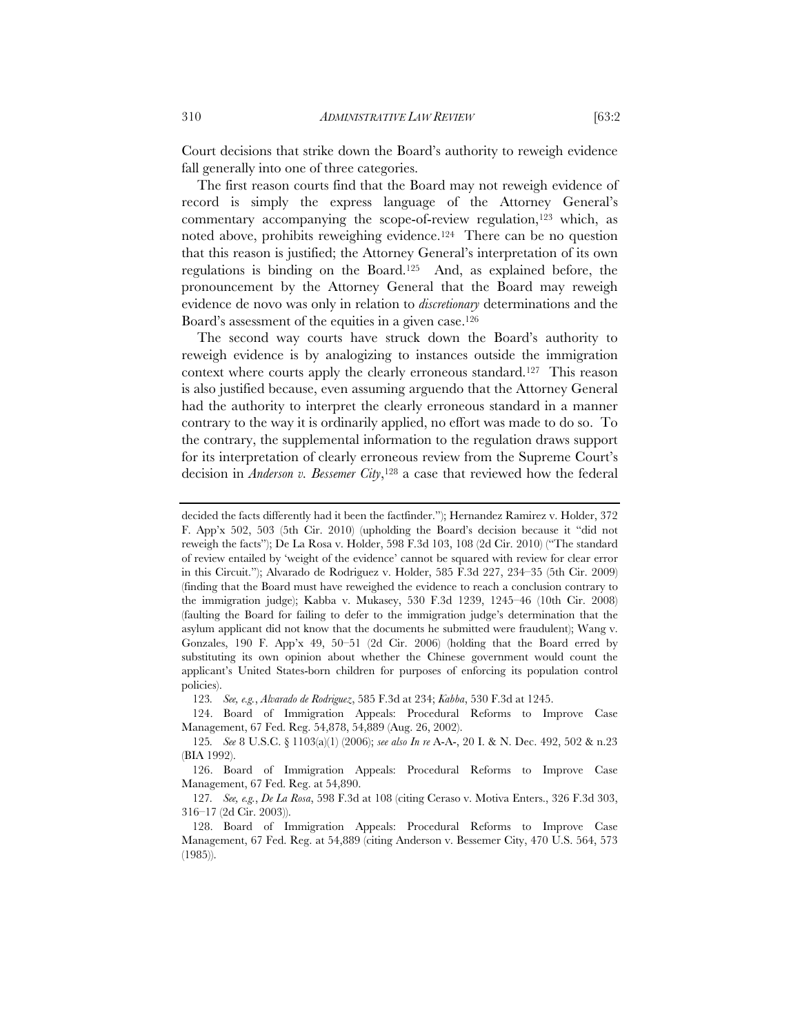Court decisions that strike down the Board's authority to reweigh evidence fall generally into one of three categories.

The first reason courts find that the Board may not reweigh evidence of record is simply the express language of the Attorney General's commentary accompanying the scope-of-review regulation,[123] which, as noted above, prohibits reweighing evidence.[124] There can be no question that this reason is justified; the Attorney General's interpretation of its own regulations is binding on the Board.[125] And, as explained before, the pronouncement by the Attorney General that the Board may reweigh evidence de novo was only in relation to *discretionary* determinations and the Board's assessment of the equities in a given case.[126]

The second way courts have struck down the Board's authority to reweigh evidence is by analogizing to instances outside the immigration context where courts apply the clearly erroneous standard.[127] This reason is also justified because, even assuming arguendo that the Attorney General had the authority to interpret the clearly erroneous standard in a manner contrary to the way it is ordinarily applied, no effort was made to do so. To the contrary, the supplemental information to the regulation draws support for its interpretation of clearly erroneous review from the Supreme Court's decision in *Anderson v. Bessemer City*,[128] a case that reviewed how the federal

---

decided the facts differently had it been the factfinder."); Hernandez Ramirez v. Holder, 372 F. App'x 502, 503 (5th Cir. 2010) (upholding the Board's decision because it "did not reweigh the facts"); De La Rosa v. Holder, 598 F.3d 103, 108 (2d Cir. 2010) ("The standard of review entailed by 'weight of the evidence' cannot be squared with review for clear error in this Circuit."); Alvarado de Rodriguez v. Holder, 585 F.3d 227, 234–35 (5th Cir. 2009) (finding that the Board must have reweighed the evidence to reach a conclusion contrary to the immigration judge); Kabba v. Mukasey, 530 F.3d 1239, 1245–46 (10th Cir. 2008) (faulting the Board for failing to defer to the immigration judge's determination that the asylum applicant did not know that the documents he submitted were fraudulent); Wang v. Gonzales, 190 F. App'x 49, 50–51 (2d Cir. 2006) (holding that the Board erred by substituting its own opinion about whether the Chinese government would count the applicant's United States-born children for purposes of enforcing its population control policies).

123. *See, e.g.*, *Alvarado de Rodriguez*, 585 F.3d at 234; *Kabba*, 530 F.3d at 1245.

124. Board of Immigration Appeals: Procedural Reforms to Improve Case Management, 67 Fed. Reg. 54,878, 54,889 (Aug. 26, 2002).

125. *See* 8 U.S.C. § 1103(a)(1) (2006); *see also In re* A-A-, 20 I. & N. Dec. 492, 502 & n.23 (BIA 1992).

126. Board of Immigration Appeals: Procedural Reforms to Improve Case Management, 67 Fed. Reg. at 54,890.

127. *See, e.g.*, *De La Rosa*, 598 F.3d at 108 (citing Ceraso v. Motiva Enters., 326 F.3d 303, 316–17 (2d Cir. 2003)).

128. Board of Immigration Appeals: Procedural Reforms to Improve Case Management, 67 Fed. Reg. at 54,889 (citing Anderson v. Bessemer City, 470 U.S. 564, 573 (1985)).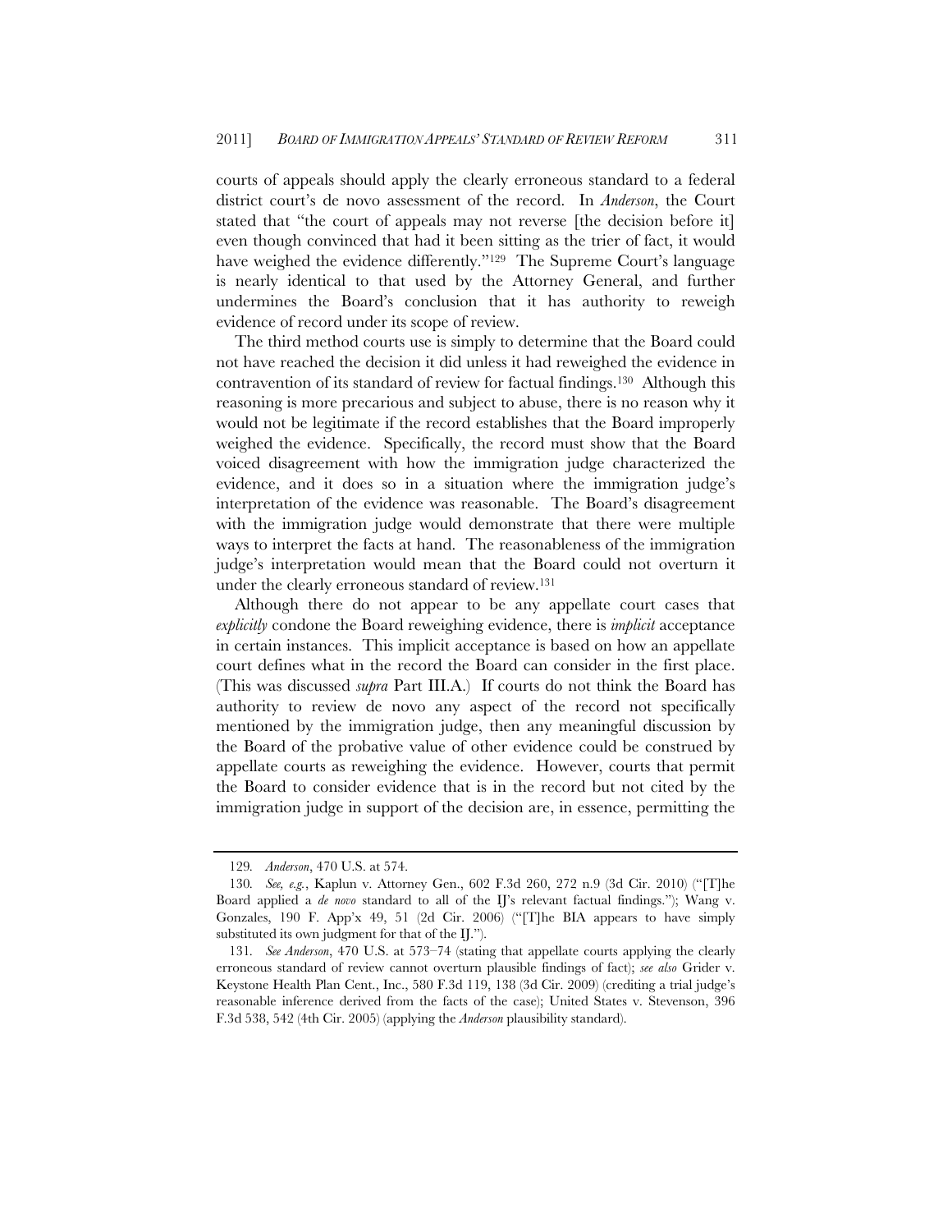courts of appeals should apply the clearly erroneous standard to a federal district court's de novo assessment of the record. In *Anderson*, the Court stated that "the court of appeals may not reverse [the decision before it] even though convinced that had it been sitting as the trier of fact, it would have weighed the evidence differently."[129] The Supreme Court's language is nearly identical to that used by the Attorney General, and further undermines the Board's conclusion that it has authority to reweigh evidence of record under its scope of review.

The third method courts use is simply to determine that the Board could not have reached the decision it did unless it had reweighed the evidence in contravention of its standard of review for factual findings.[130] Although this reasoning is more precarious and subject to abuse, there is no reason why it would not be legitimate if the record establishes that the Board improperly weighed the evidence. Specifically, the record must show that the Board voiced disagreement with how the immigration judge characterized the evidence, and it does so in a situation where the immigration judge's interpretation of the evidence was reasonable. The Board's disagreement with the immigration judge would demonstrate that there were multiple ways to interpret the facts at hand. The reasonableness of the immigration judge's interpretation would mean that the Board could not overturn it under the clearly erroneous standard of review.[131]

Although there do not appear to be any appellate court cases that *explicitly* condone the Board reweighing evidence, there is *implicit* acceptance in certain instances. This implicit acceptance is based on how an appellate court defines what in the record the Board can consider in the first place. (This was discussed *supra* Part III.A.) If courts do not think the Board has authority to review de novo any aspect of the record not specifically mentioned by the immigration judge, then any meaningful discussion by the Board of the probative value of other evidence could be construed by appellate courts as reweighing the evidence. However, courts that permit the Board to consider evidence that is in the record but not cited by the immigration judge in support of the decision are, in essence, permitting the

---

129. *Anderson*, 470 U.S. at 574.

130. *See, e.g.*, Kaplun v. Attorney Gen., 602 F.3d 260, 272 n.9 (3d Cir. 2010) ("[T]he Board applied a *de novo* standard to all of the IJ's relevant factual findings."); Wang v. Gonzales, 190 F. App'x 49, 51 (2d Cir. 2006) ("[T]he BIA appears to have simply substituted its own judgment for that of the IJ.").

131. *See Anderson*, 470 U.S. at 573–74 (stating that appellate courts applying the clearly erroneous standard of review cannot overturn plausible findings of fact); *see also* Grider v. Keystone Health Plan Cent., Inc., 580 F.3d 119, 138 (3d Cir. 2009) (crediting a trial judge's reasonable inference derived from the facts of the case); United States v. Stevenson, 396 F.3d 538, 542 (4th Cir. 2005) (applying the *Anderson* plausibility standard).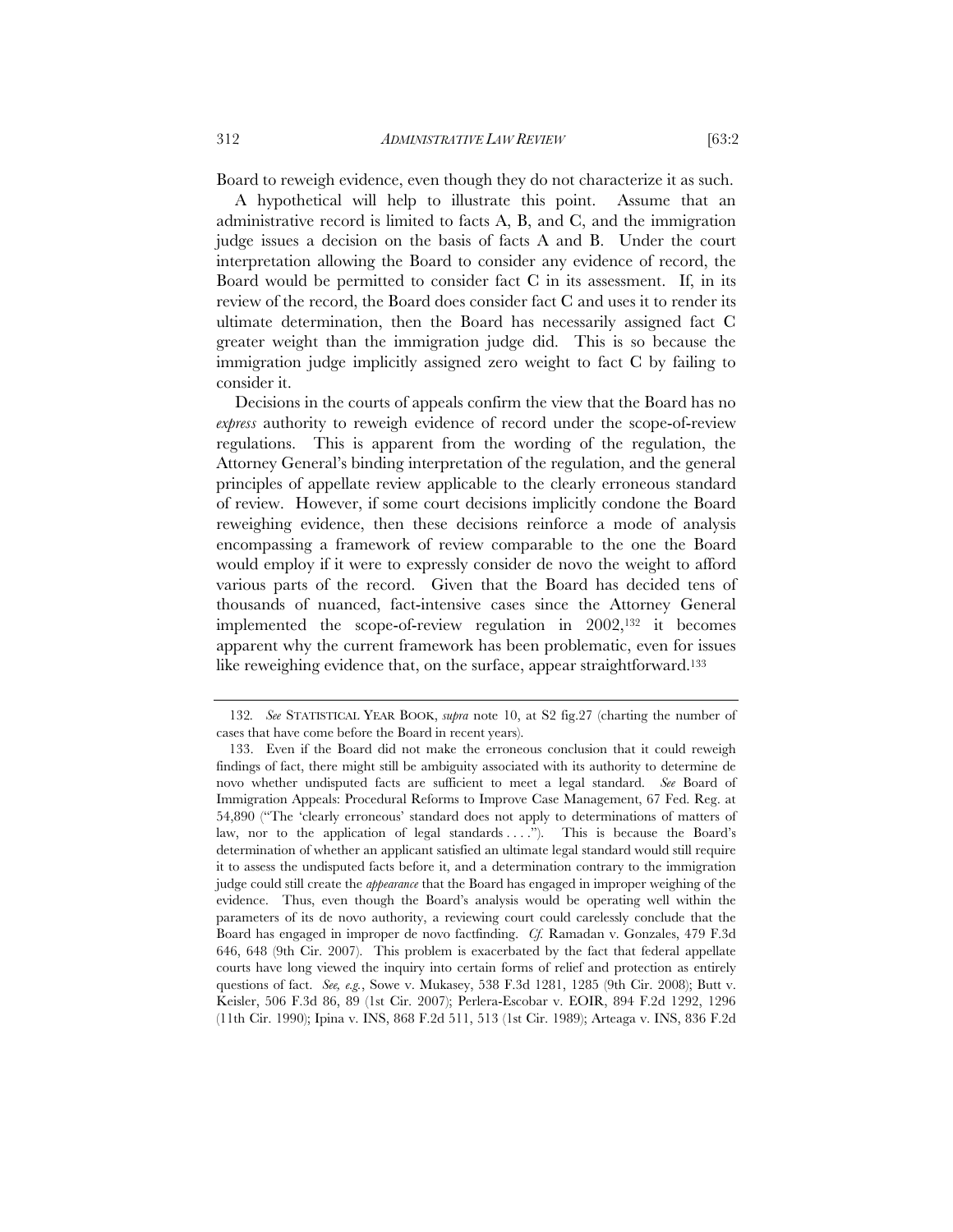Board to reweigh evidence, even though they do not characterize it as such.

A hypothetical will help to illustrate this point. Assume that an administrative record is limited to facts A, B, and C, and the immigration judge issues a decision on the basis of facts A and B. Under the court interpretation allowing the Board to consider any evidence of record, the Board would be permitted to consider fact C in its assessment. If, in its review of the record, the Board does consider fact C and uses it to render its ultimate determination, then the Board has necessarily assigned fact C greater weight than the immigration judge did. This is so because the immigration judge implicitly assigned zero weight to fact C by failing to consider it.

Decisions in the courts of appeals confirm the view that the Board has no *express* authority to reweigh evidence of record under the scope-of-review regulations. This is apparent from the wording of the regulation, the Attorney General's binding interpretation of the regulation, and the general principles of appellate review applicable to the clearly erroneous standard of review. However, if some court decisions implicitly condone the Board reweighing evidence, then these decisions reinforce a mode of analysis encompassing a framework of review comparable to the one the Board would employ if it were to expressly consider de novo the weight to afford various parts of the record. Given that the Board has decided tens of thousands of nuanced, fact-intensive cases since the Attorney General implemented the scope-of-review regulation in 2002,[132] it becomes apparent why the current framework has been problematic, even for issues like reweighing evidence that, on the surface, appear straightforward.[133]

---

132. *See* STATISTICAL YEAR BOOK, *supra* note 10, at S2 fig.27 (charting the number of cases that have come before the Board in recent years).

133. Even if the Board did not make the erroneous conclusion that it could reweigh findings of fact, there might still be ambiguity associated with its authority to determine de novo whether undisputed facts are sufficient to meet a legal standard. *See* Board of Immigration Appeals: Procedural Reforms to Improve Case Management, 67 Fed. Reg. at 54,890 ("The 'clearly erroneous' standard does not apply to determinations of matters of law, nor to the application of legal standards . . . ."). This is because the Board's determination of whether an applicant satisfied an ultimate legal standard would still require it to assess the undisputed facts before it, and a determination contrary to the immigration judge could still create the *appearance* that the Board has engaged in improper weighing of the evidence. Thus, even though the Board's analysis would be operating well within the parameters of its de novo authority, a reviewing court could carelessly conclude that the Board has engaged in improper de novo factfinding. *Cf.* Ramadan v. Gonzales, 479 F.3d 646, 648 (9th Cir. 2007). This problem is exacerbated by the fact that federal appellate courts have long viewed the inquiry into certain forms of relief and protection as entirely questions of fact. *See, e.g.*, Sowe v. Mukasey, 538 F.3d 1281, 1285 (9th Cir. 2008); Butt v. Keisler, 506 F.3d 86, 89 (1st Cir. 2007); Perlera-Escobar v. EOIR, 894 F.2d 1292, 1296 (11th Cir. 1990); Ipina v. INS, 868 F.2d 511, 513 (1st Cir. 1989); Arteaga v. INS, 836 F.2d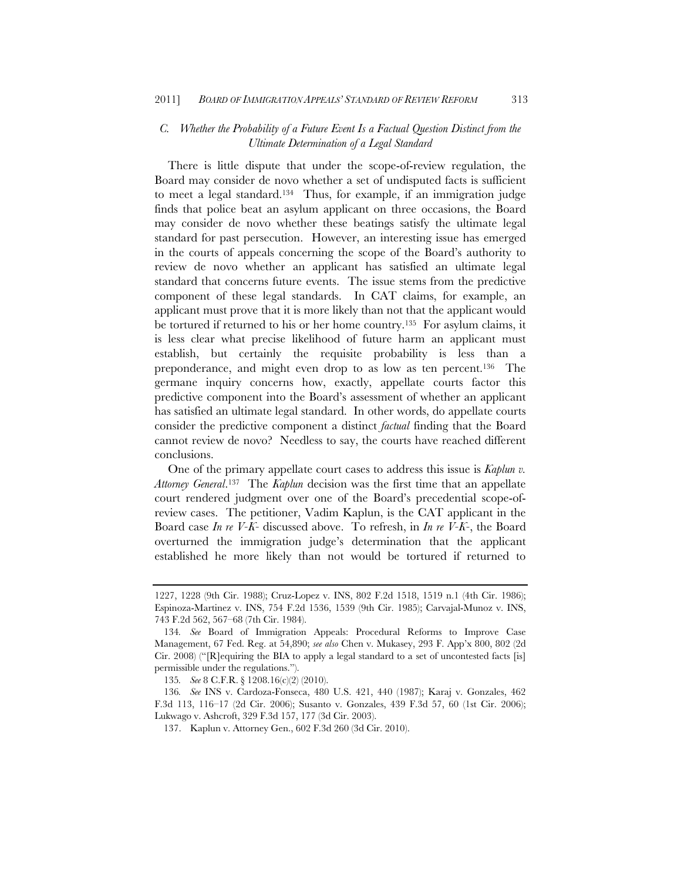### *C. Whether the Probability of a Future Event Is a Factual Question Distinct from the Ultimate Determination of a Legal Standard*

There is little dispute that under the scope-of-review regulation, the Board may consider de novo whether a set of undisputed facts is sufficient to meet a legal standard.[134] Thus, for example, if an immigration judge finds that police beat an asylum applicant on three occasions, the Board may consider de novo whether these beatings satisfy the ultimate legal standard for past persecution. However, an interesting issue has emerged in the courts of appeals concerning the scope of the Board's authority to review de novo whether an applicant has satisfied an ultimate legal standard that concerns future events. The issue stems from the predictive component of these legal standards. In CAT claims, for example, an applicant must prove that it is more likely than not that the applicant would be tortured if returned to his or her home country.[135] For asylum claims, it is less clear what precise likelihood of future harm an applicant must establish, but certainly the requisite probability is less than a preponderance, and might even drop to as low as ten percent.[136] The germane inquiry concerns how, exactly, appellate courts factor this predictive component into the Board's assessment of whether an applicant has satisfied an ultimate legal standard. In other words, do appellate courts consider the predictive component a distinct *factual* finding that the Board cannot review de novo? Needless to say, the courts have reached different conclusions.

One of the primary appellate court cases to address this issue is *Kaplun v. Attorney General*.[137] The *Kaplun* decision was the first time that an appellate court rendered judgment over one of the Board's precedential scope-of-review cases. The petitioner, Vadim Kaplun, is the CAT applicant in the Board case *In re V-K-* discussed above. To refresh, in *In re V-K-*, the Board overturned the immigration judge's determination that the applicant established he more likely than not would be tortured if returned to

---

1227, 1228 (9th Cir. 1988); Cruz-Lopez v. INS, 802 F.2d 1518, 1519 n.1 (4th Cir. 1986); Espinoza-Martinez v. INS, 754 F.2d 1536, 1539 (9th Cir. 1985); Carvajal-Munoz v. INS, 743 F.2d 562, 567–68 (7th Cir. 1984).

134. *See* Board of Immigration Appeals: Procedural Reforms to Improve Case Management, 67 Fed. Reg. at 54,890; *see also* Chen v. Mukasey, 293 F. App'x 800, 802 (2d Cir. 2008) ("[R]equiring the BIA to apply a legal standard to a set of uncontested facts [is] permissible under the regulations.").

135. *See* 8 C.F.R. § 1208.16(c)(2) (2010).

136. *See* INS v. Cardoza-Fonseca, 480 U.S. 421, 440 (1987); Karaj v. Gonzales, 462 F.3d 113, 116–17 (2d Cir. 2006); Susanto v. Gonzales, 439 F.3d 57, 60 (1st Cir. 2006); Lukwago v. Ashcroft, 329 F.3d 157, 177 (3d Cir. 2003).

137. Kaplun v. Attorney Gen., 602 F.3d 260 (3d Cir. 2010).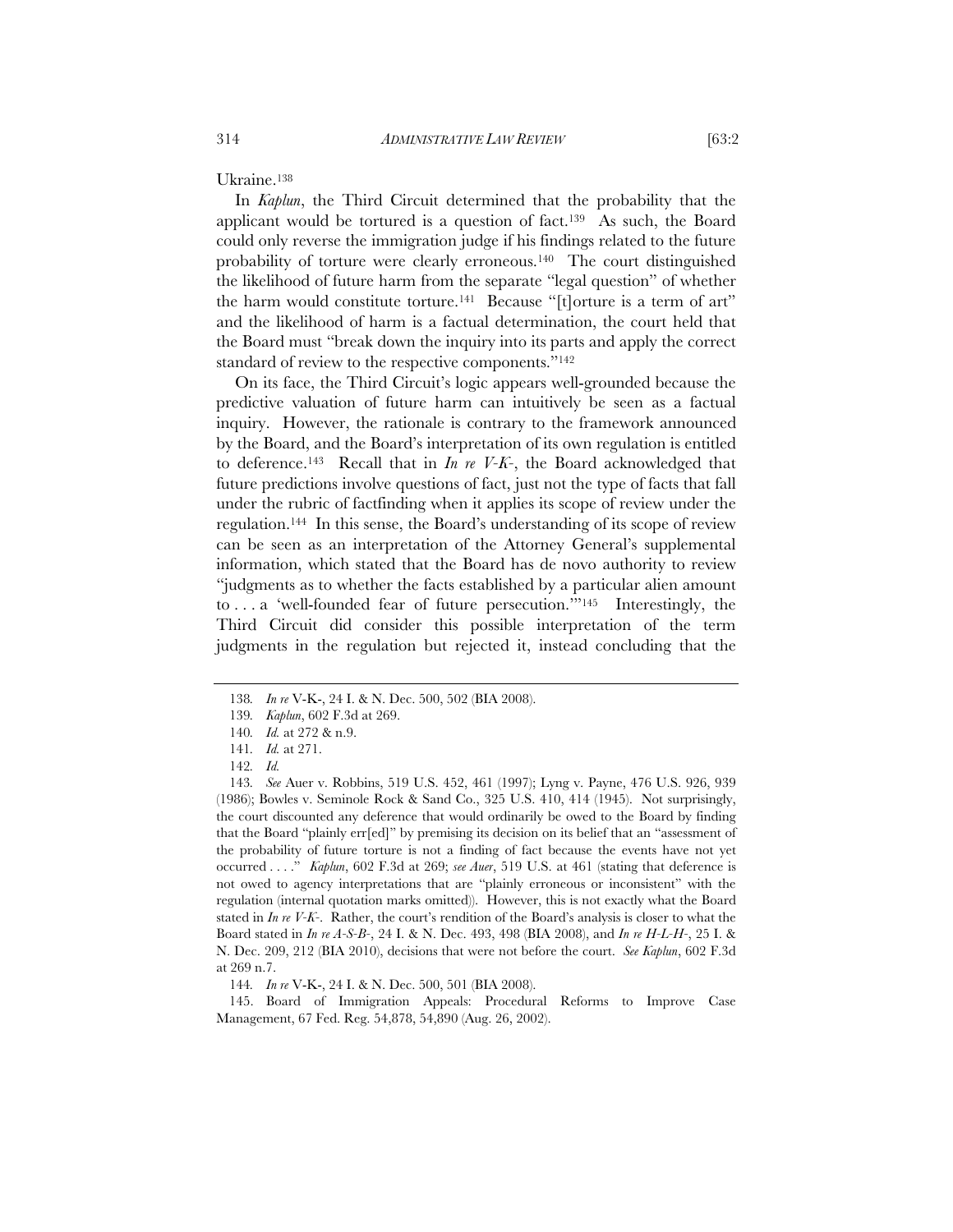Ukraine.[138]

In *Kaplun*, the Third Circuit determined that the probability that the applicant would be tortured is a question of fact.[139] As such, the Board could only reverse the immigration judge if his findings related to the future probability of torture were clearly erroneous.[140] The court distinguished the likelihood of future harm from the separate "legal question" of whether the harm would constitute torture.[141] Because "[t]orture is a term of art" and the likelihood of harm is a factual determination, the court held that the Board must "break down the inquiry into its parts and apply the correct standard of review to the respective components."[142]

On its face, the Third Circuit's logic appears well-grounded because the predictive valuation of future harm can intuitively be seen as a factual inquiry. However, the rationale is contrary to the framework announced by the Board, and the Board's interpretation of its own regulation is entitled to deference.[143] Recall that in *In re V-K-*, the Board acknowledged that future predictions involve questions of fact, just not the type of facts that fall under the rubric of factfinding when it applies its scope of review under the regulation.[144] In this sense, the Board's understanding of its scope of review can be seen as an interpretation of the Attorney General's supplemental information, which stated that the Board has de novo authority to review "judgments as to whether the facts established by a particular alien amount to . . . a 'well-founded fear of future persecution.'"[145] Interestingly, the Third Circuit did consider this possible interpretation of the term judgments in the regulation but rejected it, instead concluding that the

---

138. *In re* V-K-, 24 I. & N. Dec. 500, 502 (BIA 2008).

139. *Kaplun*, 602 F.3d at 269.

140. *Id.* at 272 & n.9.

141. *Id.* at 271.

142. *Id.*

143. *See* Auer v. Robbins, 519 U.S. 452, 461 (1997); Lyng v. Payne, 476 U.S. 926, 939 (1986); Bowles v. Seminole Rock & Sand Co., 325 U.S. 410, 414 (1945). Not surprisingly, the court discounted any deference that would ordinarily be owed to the Board by finding that the Board "plainly err[ed]" by premising its decision on its belief that an "assessment of the probability of future torture is not a finding of fact because the events have not yet occurred . . . ." *Kaplun*, 602 F.3d at 269; *see Auer*, 519 U.S. at 461 (stating that deference is not owed to agency interpretations that are "plainly erroneous or inconsistent" with the regulation (internal quotation marks omitted)). However, this is not exactly what the Board stated in *In re V-K-*. Rather, the court's rendition of the Board's analysis is closer to what the Board stated in *In re A-S-B-*, 24 I. & N. Dec. 493, 498 (BIA 2008), and *In re H-L-H-*, 25 I. & N. Dec. 209, 212 (BIA 2010), decisions that were not before the court. *See Kaplun*, 602 F.3d at 269 n.7.

144. *In re* V-K-, 24 I. & N. Dec. 500, 501 (BIA 2008).

145. Board of Immigration Appeals: Procedural Reforms to Improve Case Management, 67 Fed. Reg. 54,878, 54,890 (Aug. 26, 2002).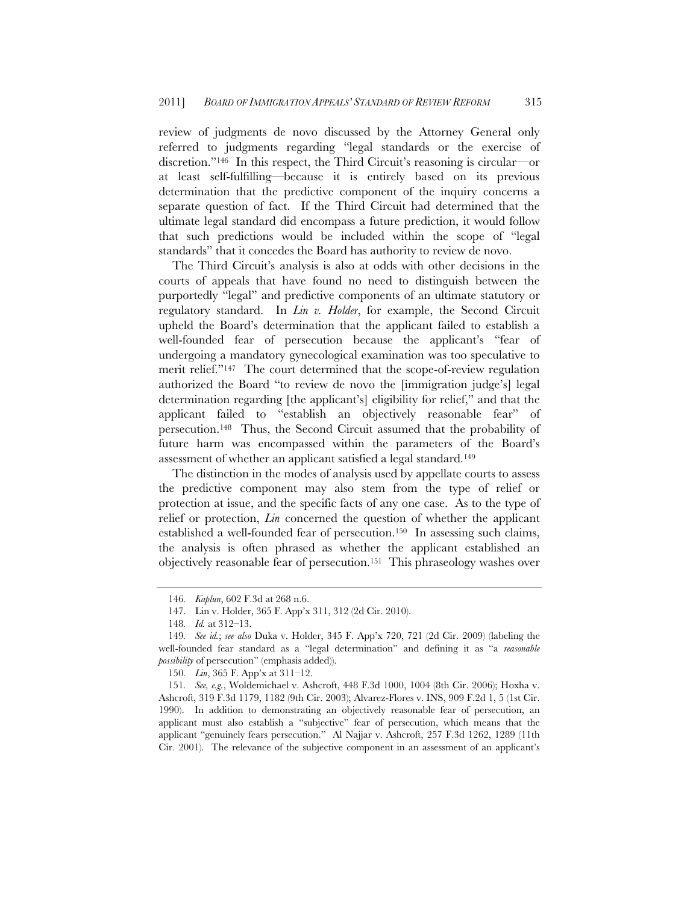review of judgments de novo discussed by the Attorney General only referred to judgments regarding "legal standards or the exercise of discretion."[146] In this respect, the Third Circuit's reasoning is circular—or at least self-fulfilling—because it is entirely based on its previous determination that the predictive component of the inquiry concerns a separate question of fact. If the Third Circuit had determined that the ultimate legal standard did encompass a future prediction, it would follow that such predictions would be included within the scope of "legal standards" that it concedes the Board has authority to review de novo.

The Third Circuit's analysis is also at odds with other decisions in the courts of appeals that have found no need to distinguish between the purportedly "legal" and predictive components of an ultimate statutory or regulatory standard. In *Lin v. Holder*, for example, the Second Circuit upheld the Board's determination that the applicant failed to establish a well-founded fear of persecution because the applicant's "fear of undergoing a mandatory gynecological examination was too speculative to merit relief."[147] The court determined that the scope-of-review regulation authorized the Board "to review de novo the [immigration judge's] legal determination regarding [the applicant's] eligibility for relief," and that the applicant failed to "establish an objectively reasonable fear" of persecution.[148] Thus, the Second Circuit assumed that the probability of future harm was encompassed within the parameters of the Board's assessment of whether an applicant satisfied a legal standard.[149]

The distinction in the modes of analysis used by appellate courts to assess the predictive component may also stem from the type of relief or protection at issue, and the specific facts of any one case. As to the type of relief or protection, *Lin* concerned the question of whether the applicant established a well-founded fear of persecution.[150] In assessing such claims, the analysis is often phrased as whether the applicant established an objectively reasonable fear of persecution.[151] This phraseology washes over

---

146. *Kaplun*, 602 F.3d at 268 n.6.

147. Lin v. Holder, 365 F. App'x 311, 312 (2d Cir. 2010).

148. *Id.* at 312–13.

149. *See id.*; *see also* Duka v. Holder, 345 F. App'x 720, 721 (2d Cir. 2009) (labeling the well-founded fear standard as a "legal determination" and defining it as "a *reasonable possibility* of persecution" (emphasis added)).

150. *Lin*, 365 F. App'x at 311–12.

151. *See, e.g.*, Woldemichael v. Ashcroft, 448 F.3d 1000, 1004 (8th Cir. 2006); Hoxha v. Ashcroft, 319 F.3d 1179, 1182 (9th Cir. 2003); Alvarez-Flores v. INS, 909 F.2d 1, 5 (1st Cir. 1990). In addition to demonstrating an objectively reasonable fear of persecution, an applicant must also establish a "subjective" fear of persecution, which means that the applicant "genuinely fears persecution." Al Najjar v. Ashcroft, 257 F.3d 1262, 1289 (11th Cir. 2001). The relevance of the subjective component in an assessment of an applicant's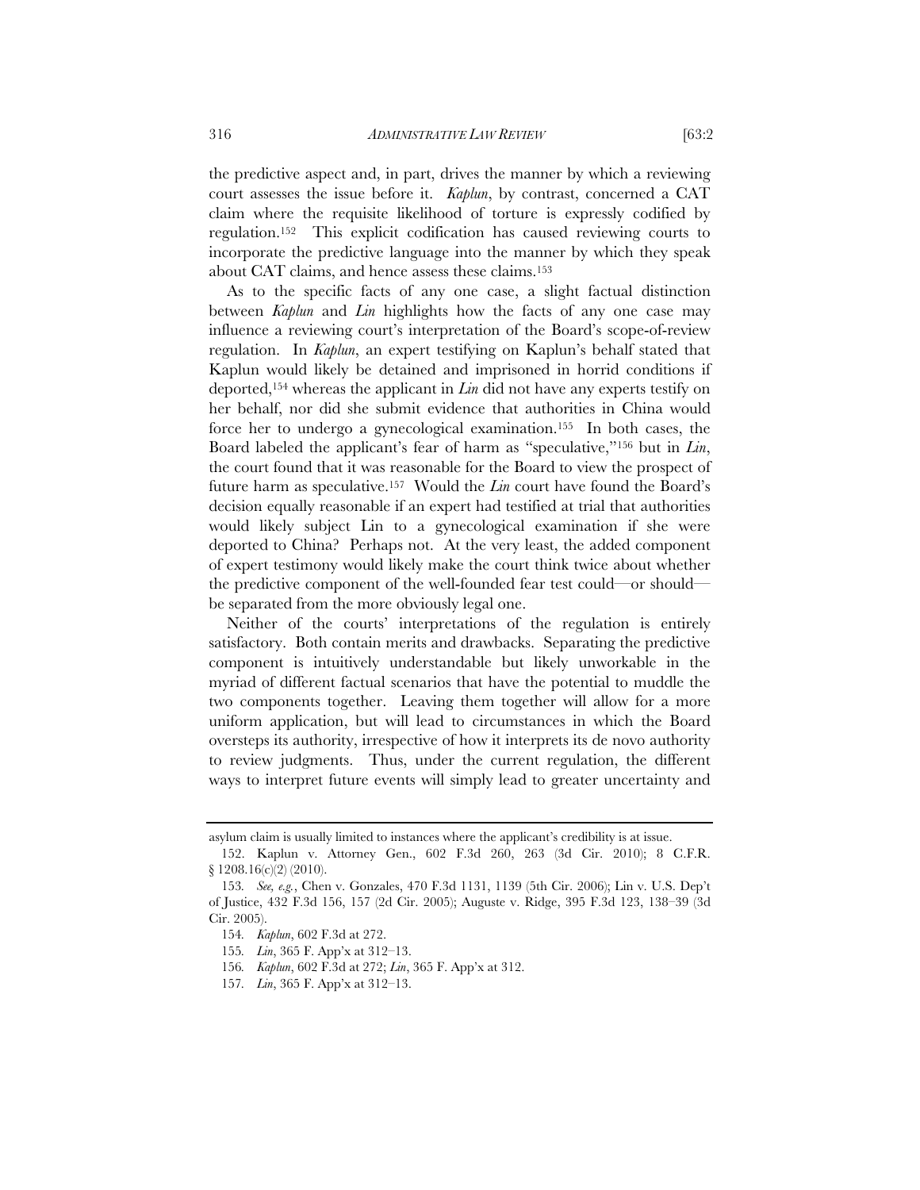the predictive aspect and, in part, drives the manner by which a reviewing court assesses the issue before it. *Kaplun*, by contrast, concerned a CAT claim where the requisite likelihood of torture is expressly codified by regulation.[152] This explicit codification has caused reviewing courts to incorporate the predictive language into the manner by which they speak about CAT claims, and hence assess these claims.[153]

As to the specific facts of any one case, a slight factual distinction between *Kaplun* and *Lin* highlights how the facts of any one case may influence a reviewing court's interpretation of the Board's scope-of-review regulation. In *Kaplun*, an expert testifying on Kaplun's behalf stated that Kaplun would likely be detained and imprisoned in horrid conditions if deported,[154] whereas the applicant in *Lin* did not have any experts testify on her behalf, nor did she submit evidence that authorities in China would force her to undergo a gynecological examination.[155] In both cases, the Board labeled the applicant's fear of harm as "speculative,"[156] but in *Lin*, the court found that it was reasonable for the Board to view the prospect of future harm as speculative.[157] Would the *Lin* court have found the Board's decision equally reasonable if an expert had testified at trial that authorities would likely subject Lin to a gynecological examination if she were deported to China? Perhaps not. At the very least, the added component of expert testimony would likely make the court think twice about whether the predictive component of the well-founded fear test could—or should—be separated from the more obviously legal one.

Neither of the courts' interpretations of the regulation is entirely satisfactory. Both contain merits and drawbacks. Separating the predictive component is intuitively understandable but likely unworkable in the myriad of different factual scenarios that have the potential to muddle the two components together. Leaving them together will allow for a more uniform application, but will lead to circumstances in which the Board oversteps its authority, irrespective of how it interprets its de novo authority to review judgments. Thus, under the current regulation, the different ways to interpret future events will simply lead to greater uncertainty and

---

asylum claim is usually limited to instances where the applicant's credibility is at issue.

152. Kaplun v. Attorney Gen., 602 F.3d 260, 263 (3d Cir. 2010); 8 C.F.R. § 1208.16(c)(2) (2010).

153. *See, e.g.*, Chen v. Gonzales, 470 F.3d 1131, 1139 (5th Cir. 2006); Lin v. U.S. Dep't of Justice, 432 F.3d 156, 157 (2d Cir. 2005); Auguste v. Ridge, 395 F.3d 123, 138–39 (3d Cir. 2005).

154. *Kaplun*, 602 F.3d at 272.

155. *Lin*, 365 F. App'x at 312–13.

156. *Kaplun*, 602 F.3d at 272; *Lin*, 365 F. App'x at 312.

157. *Lin*, 365 F. App'x at 312–13.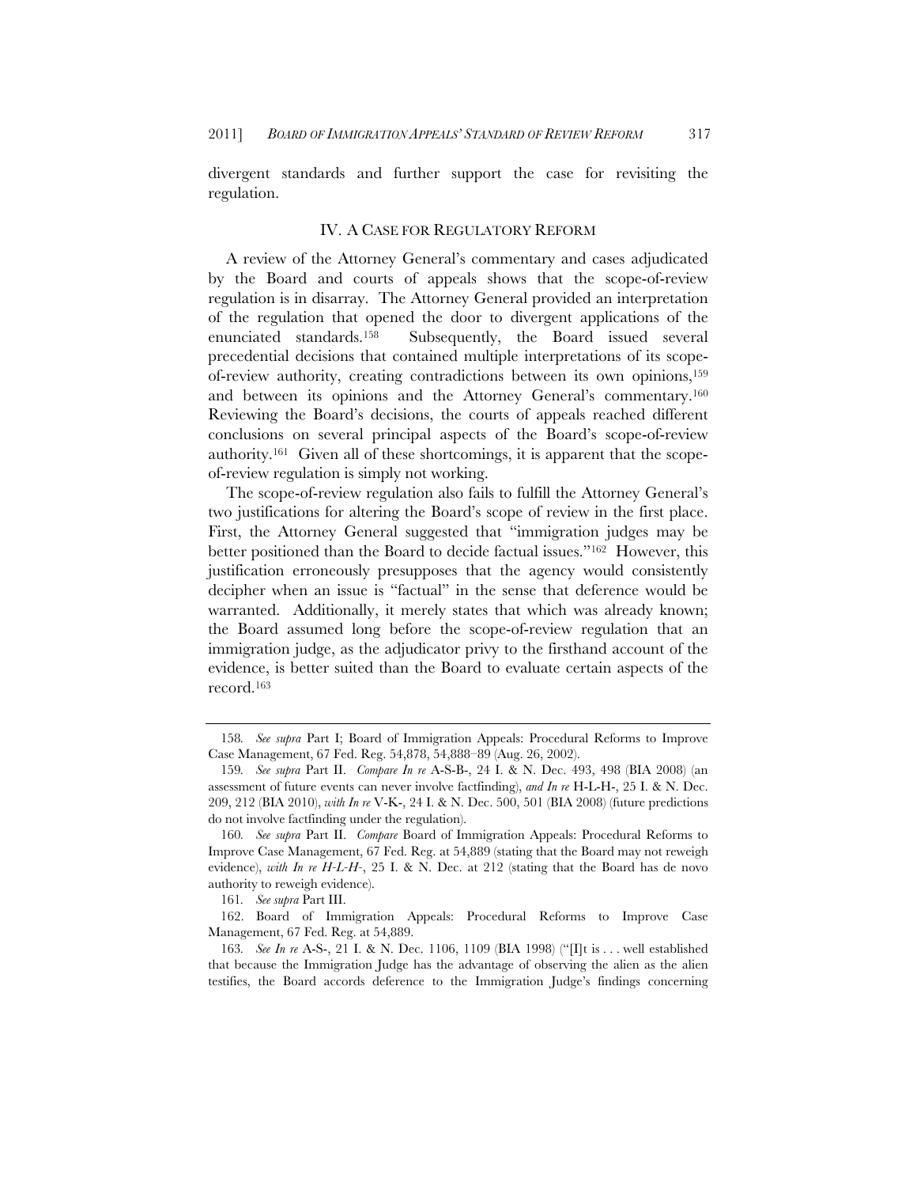divergent standards and further support the case for revisiting the regulation.

## IV. A CASE FOR REGULATORY REFORM

A review of the Attorney General's commentary and cases adjudicated by the Board and courts of appeals shows that the scope-of-review regulation is in disarray. The Attorney General provided an interpretation of the regulation that opened the door to divergent applications of the enunciated standards.[158] Subsequently, the Board issued several precedential decisions that contained multiple interpretations of its scope-of-review authority, creating contradictions between its own opinions,[159] and between its opinions and the Attorney General's commentary.[160] Reviewing the Board's decisions, the courts of appeals reached different conclusions on several principal aspects of the Board's scope-of-review authority.[161] Given all of these shortcomings, it is apparent that the scope-of-review regulation is simply not working.

The scope-of-review regulation also fails to fulfill the Attorney General's two justifications for altering the Board's scope of review in the first place. First, the Attorney General suggested that "immigration judges may be better positioned than the Board to decide factual issues."[162] However, this justification erroneously presupposes that the agency would consistently decipher when an issue is "factual" in the sense that deference would be warranted. Additionally, it merely states that which was already known; the Board assumed long before the scope-of-review regulation that an immigration judge, as the adjudicator privy to the firsthand account of the evidence, is better suited than the Board to evaluate certain aspects of the record.[163]

---

158. *See supra* Part I; Board of Immigration Appeals: Procedural Reforms to Improve Case Management, 67 Fed. Reg. 54,878, 54,888–89 (Aug. 26, 2002).

159. *See supra* Part II. *Compare In re* A-S-B-, 24 I. & N. Dec. 493, 498 (BIA 2008) (an assessment of future events can never involve factfinding), *and In re* H-L-H-, 25 I. & N. Dec. 209, 212 (BIA 2010), *with In re* V-K-, 24 I. & N. Dec. 500, 501 (BIA 2008) (future predictions do not involve factfinding under the regulation).

160. *See supra* Part II. *Compare* Board of Immigration Appeals: Procedural Reforms to Improve Case Management, 67 Fed. Reg. at 54,889 (stating that the Board may not reweigh evidence), *with In re H-L-H-*, 25 I. & N. Dec. at 212 (stating that the Board has de novo authority to reweigh evidence).

161. *See supra* Part III.

162. Board of Immigration Appeals: Procedural Reforms to Improve Case Management, 67 Fed. Reg. at 54,889.

163. *See In re* A-S-, 21 I. & N. Dec. 1106, 1109 (BIA 1998) ("[I]t is . . . well established that because the Immigration Judge has the advantage of observing the alien as the alien testifies, the Board accords deference to the Immigration Judge's findings concerning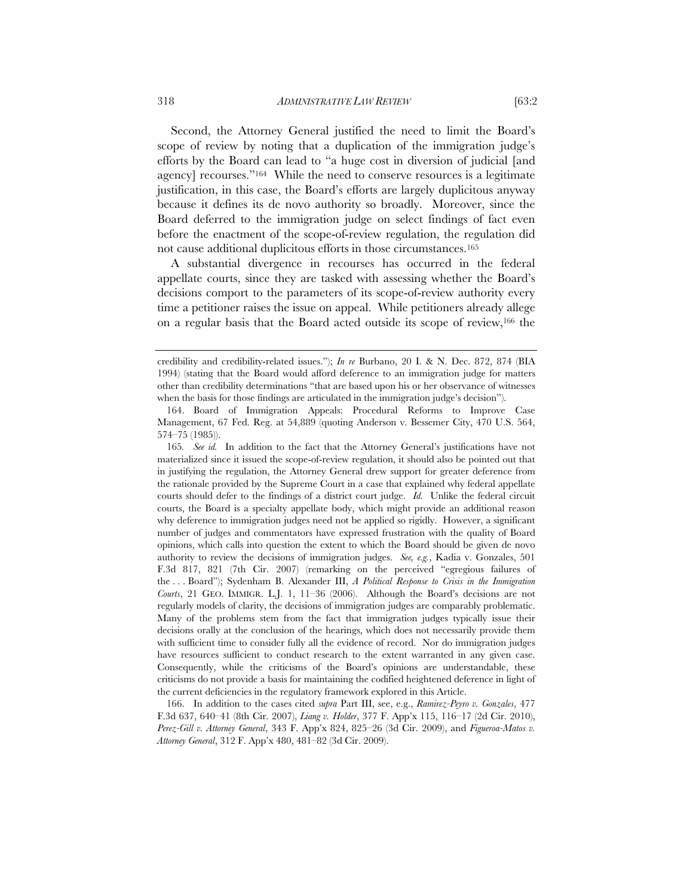Second, the Attorney General justified the need to limit the Board's scope of review by noting that a duplication of the immigration judge's efforts by the Board can lead to "a huge cost in diversion of judicial [and agency] recourses."[164] While the need to conserve resources is a legitimate justification, in this case, the Board's efforts are largely duplicitous anyway because it defines its de novo authority so broadly. Moreover, since the Board deferred to the immigration judge on select findings of fact even before the enactment of the scope-of-review regulation, the regulation did not cause additional duplicitous efforts in those circumstances.[165]

A substantial divergence in recourses has occurred in the federal appellate courts, since they are tasked with assessing whether the Board's decisions comport to the parameters of its scope-of-review authority every time a petitioner raises the issue on appeal. While petitioners already allege on a regular basis that the Board acted outside its scope of review,[166] the

---

credibility and credibility-related issues."); *In re* Burbano, 20 I. & N. Dec. 872, 874 (BIA 1994) (stating that the Board would afford deference to an immigration judge for matters other than credibility determinations "that are based upon his or her observance of witnesses when the basis for those findings are articulated in the immigration judge's decision").

164. Board of Immigration Appeals: Procedural Reforms to Improve Case Management, 67 Fed. Reg. at 54,889 (quoting Anderson v. Bessemer City, 470 U.S. 564, 574–75 (1985)).

165. *See id.* In addition to the fact that the Attorney General's justifications have not materialized since it issued the scope-of-review regulation, it should also be pointed out that in justifying the regulation, the Attorney General drew support for greater deference from the rationale provided by the Supreme Court in a case that explained why federal appellate courts should defer to the findings of a district court judge. *Id.* Unlike the federal circuit courts, the Board is a specialty appellate body, which might provide an additional reason why deference to immigration judges need not be applied so rigidly. However, a significant number of judges and commentators have expressed frustration with the quality of Board opinions, which calls into question the extent to which the Board should be given de novo authority to review the decisions of immigration judges. *See, e.g.*, Kadia v. Gonzales, 501 F.3d 817, 821 (7th Cir. 2007) (remarking on the perceived "egregious failures of the . . . Board"); Sydenham B. Alexander III, *A Political Response to Crisis in the Immigration Courts*, 21 GEO. IMMIGR. L.J. 1, 11–36 (2006). Although the Board's decisions are not regularly models of clarity, the decisions of immigration judges are comparably problematic. Many of the problems stem from the fact that immigration judges typically issue their decisions orally at the conclusion of the hearings, which does not necessarily provide them with sufficient time to consider fully all the evidence of record. Nor do immigration judges have resources sufficient to conduct research to the extent warranted in any given case. Consequently, while the criticisms of the Board's opinions are understandable, these criticisms do not provide a basis for maintaining the codified heightened deference in light of the current deficiencies in the regulatory framework explored in this Article.

166. In addition to the cases cited *supra* Part III, see, e.g., *Ramirez-Peyro v. Gonzales*, 477 F.3d 637, 640–41 (8th Cir. 2007), *Liang v. Holder*, 377 F. App'x 115, 116–17 (2d Cir. 2010), *Perez-Gill v. Attorney General*, 343 F. App'x 824, 825–26 (3d Cir. 2009), and *Figueroa-Matos v. Attorney General*, 312 F. App'x 480, 481–82 (3d Cir. 2009).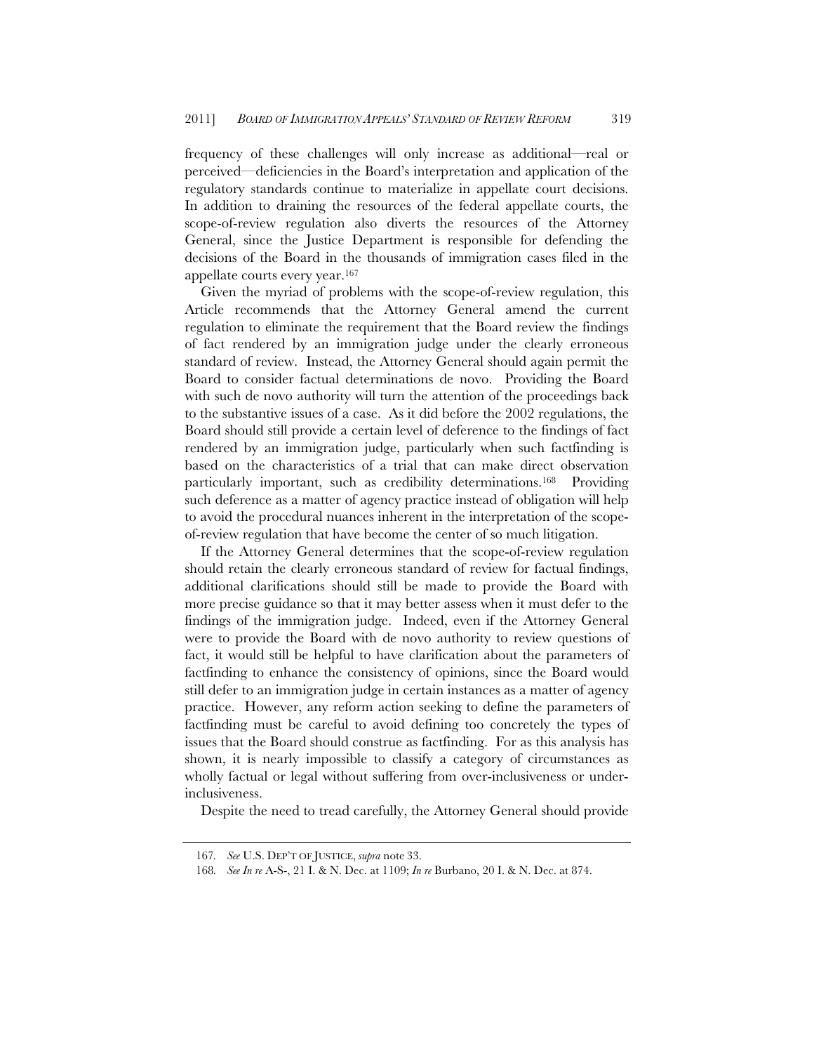frequency of these challenges will only increase as additional—real or perceived—deficiencies in the Board's interpretation and application of the regulatory standards continue to materialize in appellate court decisions. In addition to draining the resources of the federal appellate courts, the scope-of-review regulation also diverts the resources of the Attorney General, since the Justice Department is responsible for defending the decisions of the Board in the thousands of immigration cases filed in the appellate courts every year.[167]

Given the myriad of problems with the scope-of-review regulation, this Article recommends that the Attorney General amend the current regulation to eliminate the requirement that the Board review the findings of fact rendered by an immigration judge under the clearly erroneous standard of review. Instead, the Attorney General should again permit the Board to consider factual determinations de novo. Providing the Board with such de novo authority will turn the attention of the proceedings back to the substantive issues of a case. As it did before the 2002 regulations, the Board should still provide a certain level of deference to the findings of fact rendered by an immigration judge, particularly when such factfinding is based on the characteristics of a trial that can make direct observation particularly important, such as credibility determinations.[168] Providing such deference as a matter of agency practice instead of obligation will help to avoid the procedural nuances inherent in the interpretation of the scope-of-review regulation that have become the center of so much litigation.

If the Attorney General determines that the scope-of-review regulation should retain the clearly erroneous standard of review for factual findings, additional clarifications should still be made to provide the Board with more precise guidance so that it may better assess when it must defer to the findings of the immigration judge. Indeed, even if the Attorney General were to provide the Board with de novo authority to review questions of fact, it would still be helpful to have clarification about the parameters of factfinding to enhance the consistency of opinions, since the Board would still defer to an immigration judge in certain instances as a matter of agency practice. However, any reform action seeking to define the parameters of factfinding must be careful to avoid defining too concretely the types of issues that the Board should construe as factfinding. For as this analysis has shown, it is nearly impossible to classify a category of circumstances as wholly factual or legal without suffering from over-inclusiveness or under-inclusiveness.

Despite the need to tread carefully, the Attorney General should provide

---

167. *See* U.S. DEP'T OF JUSTICE, *supra* note 33.

168. *See In re* A-S-, 21 I. & N. Dec. at 1109; *In re* Burbano, 20 I. & N. Dec. at 874.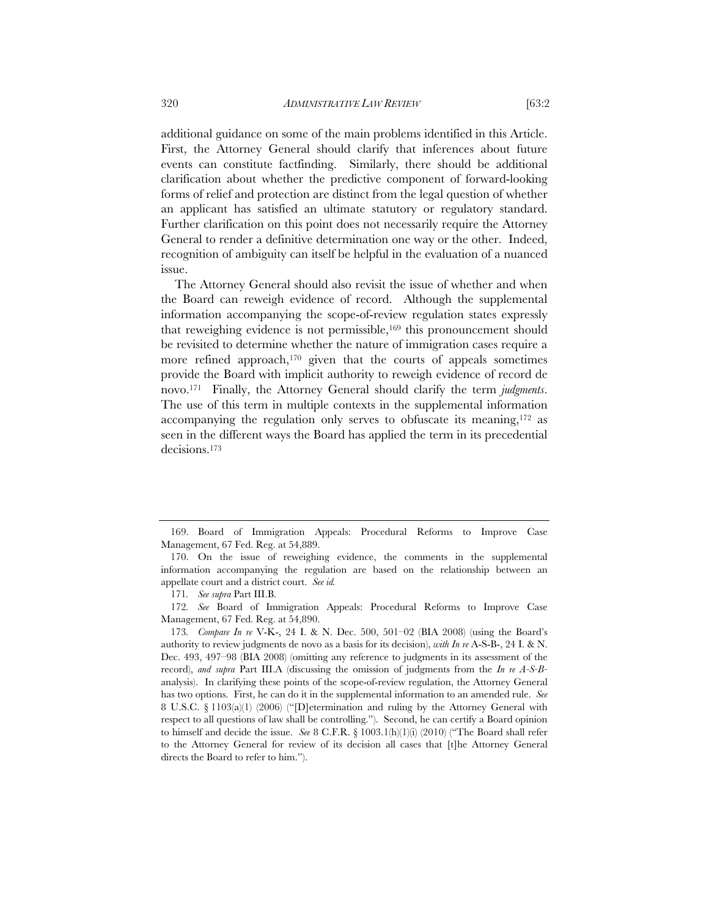additional guidance on some of the main problems identified in this Article. First, the Attorney General should clarify that inferences about future events can constitute factfinding. Similarly, there should be additional clarification about whether the predictive component of forward-looking forms of relief and protection are distinct from the legal question of whether an applicant has satisfied an ultimate statutory or regulatory standard. Further clarification on this point does not necessarily require the Attorney General to render a definitive determination one way or the other. Indeed, recognition of ambiguity can itself be helpful in the evaluation of a nuanced issue.

The Attorney General should also revisit the issue of whether and when the Board can reweigh evidence of record. Although the supplemental information accompanying the scope-of-review regulation states expressly that reweighing evidence is not permissible,[169] this pronouncement should be revisited to determine whether the nature of immigration cases require a more refined approach,[170] given that the courts of appeals sometimes provide the Board with implicit authority to reweigh evidence of record de novo.[171] Finally, the Attorney General should clarify the term *judgments*. The use of this term in multiple contexts in the supplemental information accompanying the regulation only serves to obfuscate its meaning,[172] as seen in the different ways the Board has applied the term in its precedential decisions.[173]

---

169. Board of Immigration Appeals: Procedural Reforms to Improve Case Management, 67 Fed. Reg. at 54,889.

170. On the issue of reweighing evidence, the comments in the supplemental information accompanying the regulation are based on the relationship between an appellate court and a district court. *See id.*

171. *See supra* Part III.B.

172. *See* Board of Immigration Appeals: Procedural Reforms to Improve Case Management, 67 Fed. Reg. at 54,890.

173. *Compare In re* V-K-, 24 I. & N. Dec. 500, 501–02 (BIA 2008) (using the Board's authority to review judgments de novo as a basis for its decision), *with In re* A-S-B-, 24 I. & N. Dec. 493, 497–98 (BIA 2008) (omitting any reference to judgments in its assessment of the record), *and supra* Part III.A (discussing the omission of judgments from the *In re A-S-B-* analysis). In clarifying these points of the scope-of-review regulation, the Attorney General has two options. First, he can do it in the supplemental information to an amended rule. *See* 8 U.S.C. § 1103(a)(1) (2006) ("[D]etermination and ruling by the Attorney General with respect to all questions of law shall be controlling."). Second, he can certify a Board opinion to himself and decide the issue. *See* 8 C.F.R. § 1003.1(h)(1)(i) (2010) ("The Board shall refer to the Attorney General for review of its decision all cases that [t]he Attorney General directs the Board to refer to him.").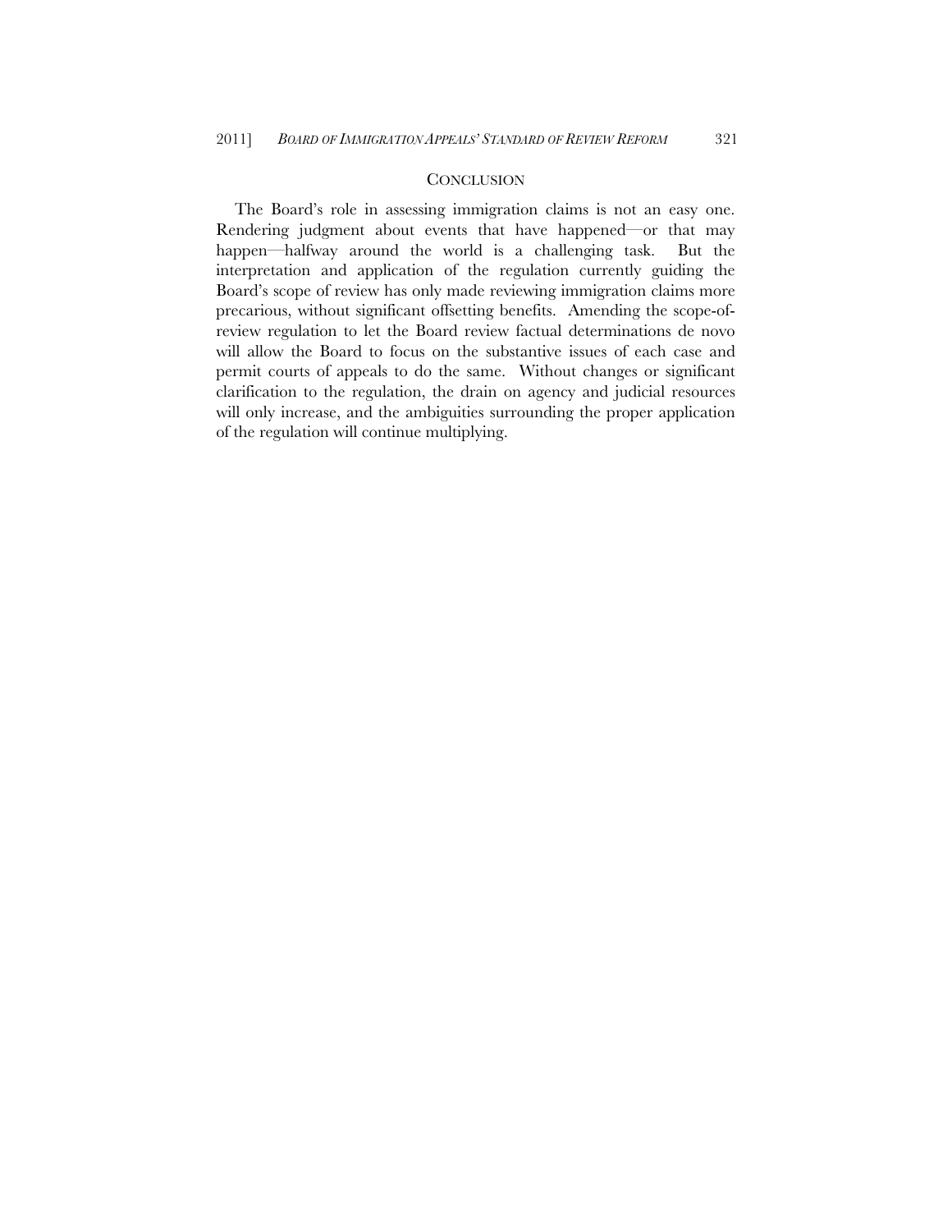## CONCLUSION

The Board's role in assessing immigration claims is not an easy one. Rendering judgment about events that have happened—or that may happen—halfway around the world is a challenging task. But the interpretation and application of the regulation currently guiding the Board's scope of review has only made reviewing immigration claims more precarious, without significant offsetting benefits. Amending the scope-of-review regulation to let the Board review factual determinations de novo will allow the Board to focus on the substantive issues of each case and permit courts of appeals to do the same. Without changes or significant clarification to the regulation, the drain on agency and judicial resources will only increase, and the ambiguities surrounding the proper application of the regulation will continue multiplying.